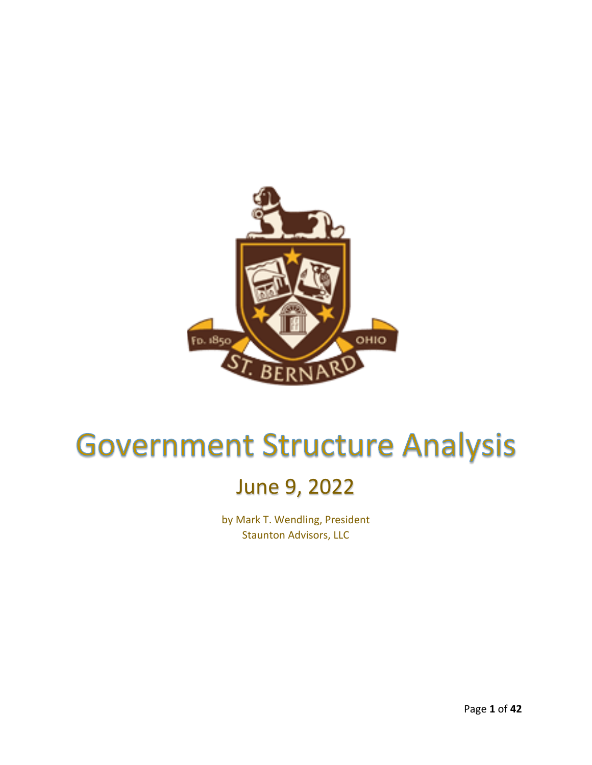# Government Structure Analysis

## June 9, 2022

by Mark T. Wendling, President
Staunton Advisors, LLC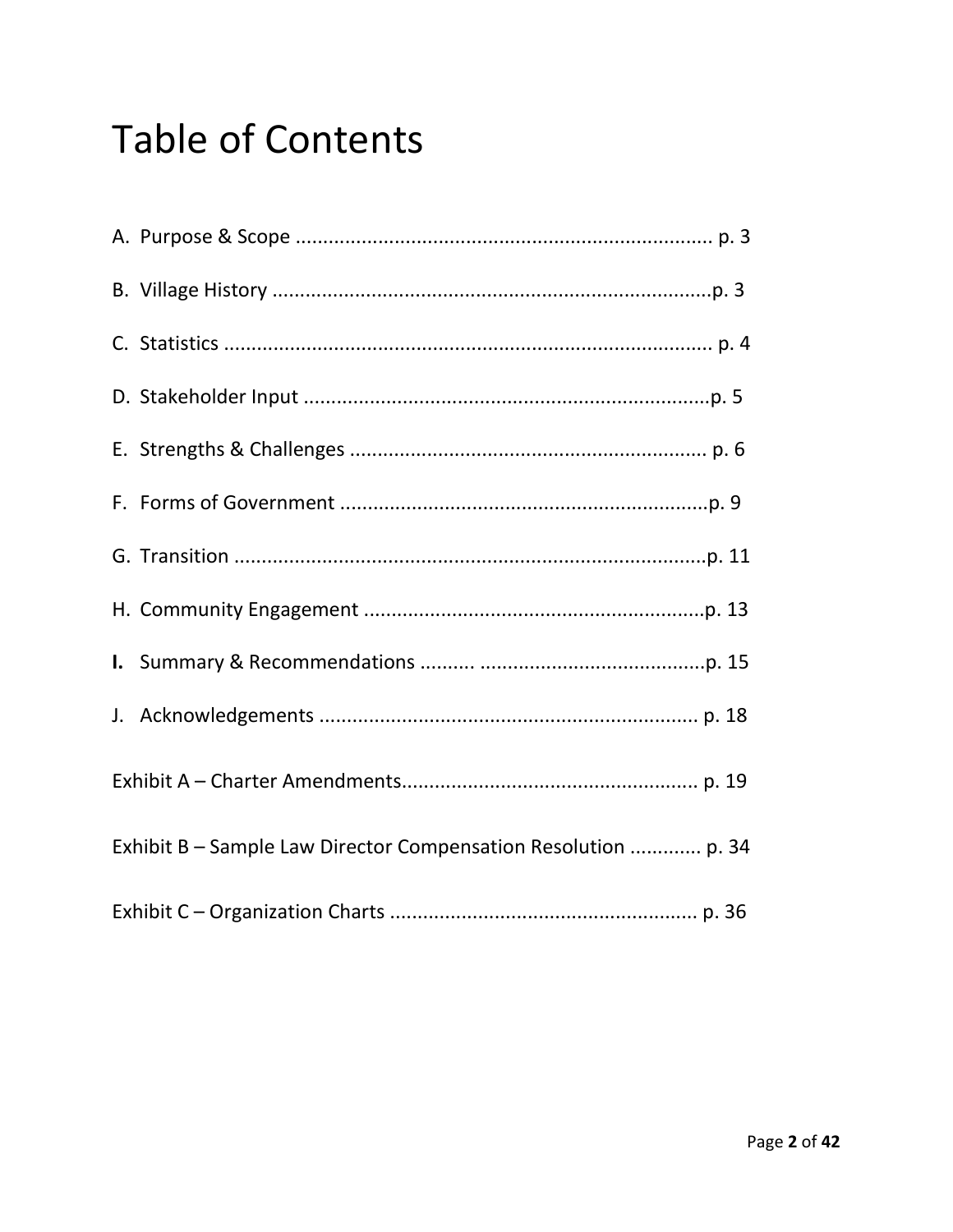# Table of Contents

A. Purpose & Scope ............................................................................ p. 3

B. Village History ................................................................................p. 3

C. Statistics ......................................................................................... p. 4

D. Stakeholder Input ..........................................................................p. 5

E. Strengths & Challenges ................................................................. p. 6

F. Forms of Government ...................................................................p. 9

G. Transition ......................................................................................p. 11

H. Community Engagement ..............................................................p. 13

**I.** Summary & Recommendations .......... .........................................p. 15

J. Acknowledgements .................................................................... p. 18

Exhibit A – Charter Amendments..................................................... p. 19

Exhibit B – Sample Law Director Compensation Resolution ............. p. 34

Exhibit C – Organization Charts ....................................................... p. 36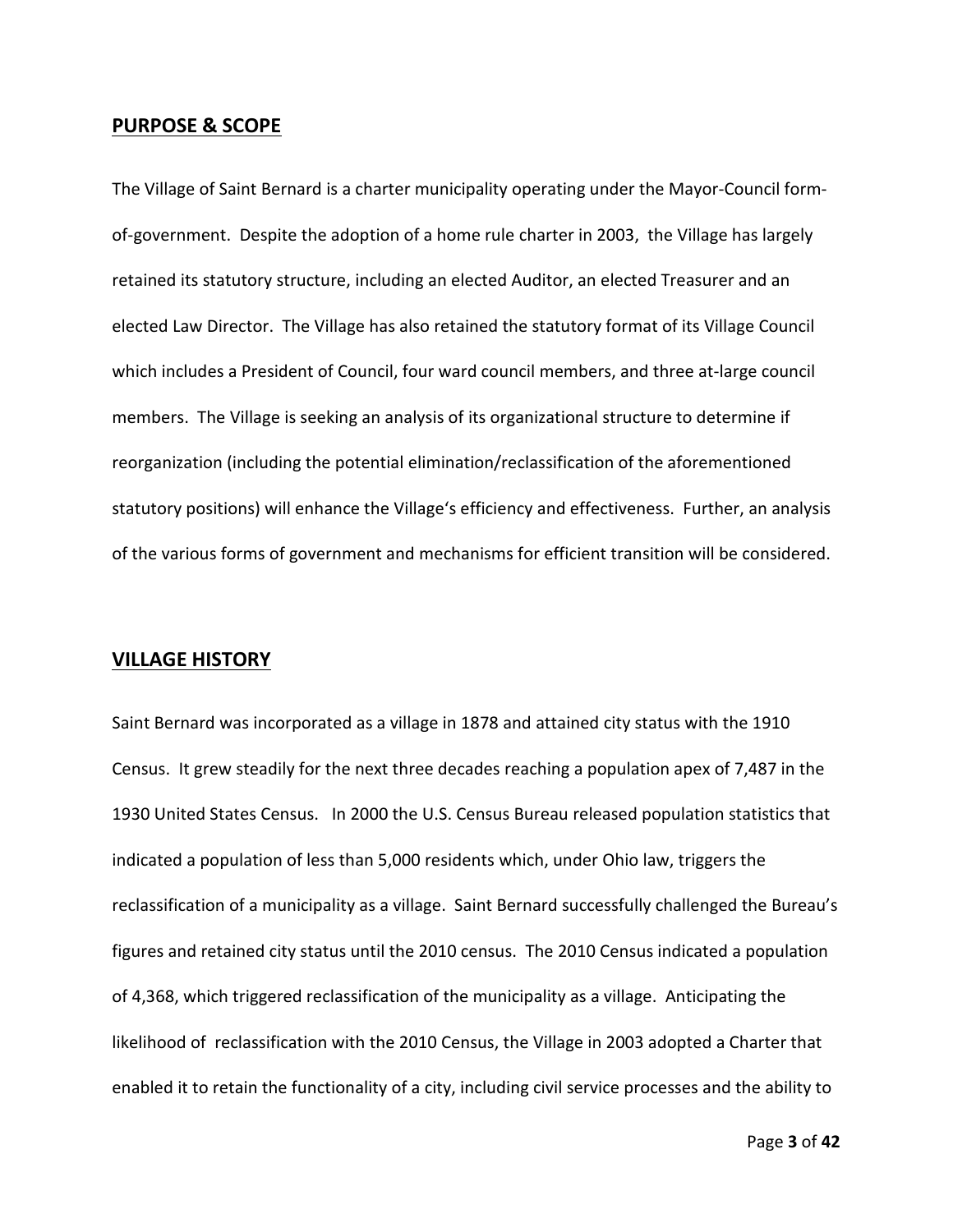## PURPOSE & SCOPE

The Village of Saint Bernard is a charter municipality operating under the Mayor-Council form-of-government. Despite the adoption of a home rule charter in 2003, the Village has largely retained its statutory structure, including an elected Auditor, an elected Treasurer and an elected Law Director. The Village has also retained the statutory format of its Village Council which includes a President of Council, four ward council members, and three at-large council members. The Village is seeking an analysis of its organizational structure to determine if reorganization (including the potential elimination/reclassification of the aforementioned statutory positions) will enhance the Village's efficiency and effectiveness. Further, an analysis of the various forms of government and mechanisms for efficient transition will be considered.

## VILLAGE HISTORY

Saint Bernard was incorporated as a village in 1878 and attained city status with the 1910 Census. It grew steadily for the next three decades reaching a population apex of 7,487 in the 1930 United States Census. In 2000 the U.S. Census Bureau released population statistics that indicated a population of less than 5,000 residents which, under Ohio law, triggers the reclassification of a municipality as a village. Saint Bernard successfully challenged the Bureau's figures and retained city status until the 2010 census. The 2010 Census indicated a population of 4,368, which triggered reclassification of the municipality as a village. Anticipating the likelihood of reclassification with the 2010 Census, the Village in 2003 adopted a Charter that enabled it to retain the functionality of a city, including civil service processes and the ability to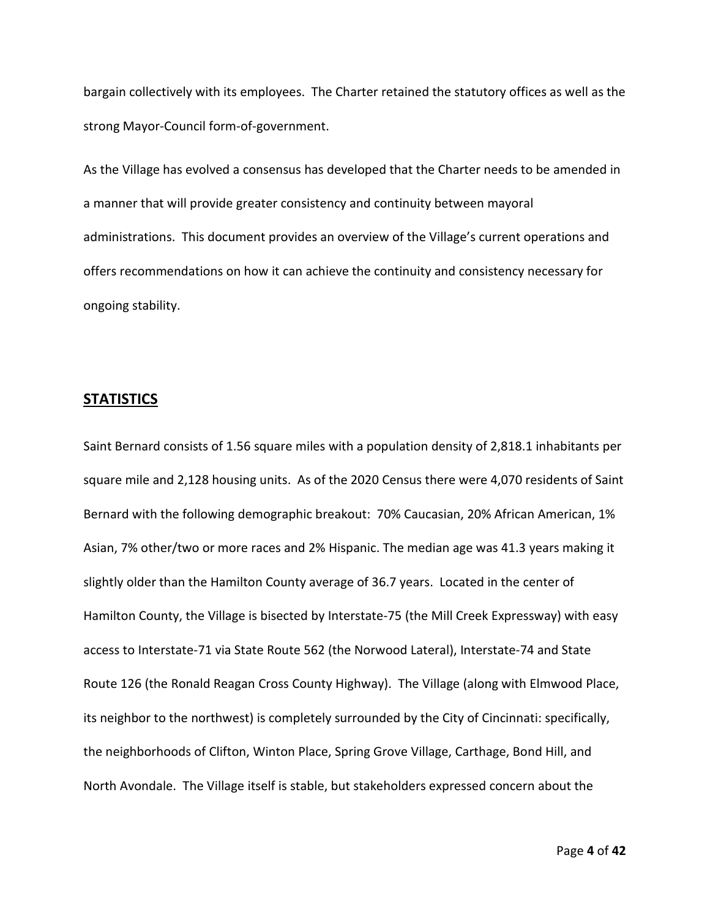bargain collectively with its employees. The Charter retained the statutory offices as well as the strong Mayor-Council form-of-government.

As the Village has evolved a consensus has developed that the Charter needs to be amended in a manner that will provide greater consistency and continuity between mayoral administrations. This document provides an overview of the Village's current operations and offers recommendations on how it can achieve the continuity and consistency necessary for ongoing stability.

## STATISTICS

Saint Bernard consists of 1.56 square miles with a population density of 2,818.1 inhabitants per square mile and 2,128 housing units. As of the 2020 Census there were 4,070 residents of Saint Bernard with the following demographic breakout: 70% Caucasian, 20% African American, 1% Asian, 7% other/two or more races and 2% Hispanic. The median age was 41.3 years making it slightly older than the Hamilton County average of 36.7 years. Located in the center of Hamilton County, the Village is bisected by Interstate-75 (the Mill Creek Expressway) with easy access to Interstate-71 via State Route 562 (the Norwood Lateral), Interstate-74 and State Route 126 (the Ronald Reagan Cross County Highway). The Village (along with Elmwood Place, its neighbor to the northwest) is completely surrounded by the City of Cincinnati: specifically, the neighborhoods of Clifton, Winton Place, Spring Grove Village, Carthage, Bond Hill, and North Avondale. The Village itself is stable, but stakeholders expressed concern about the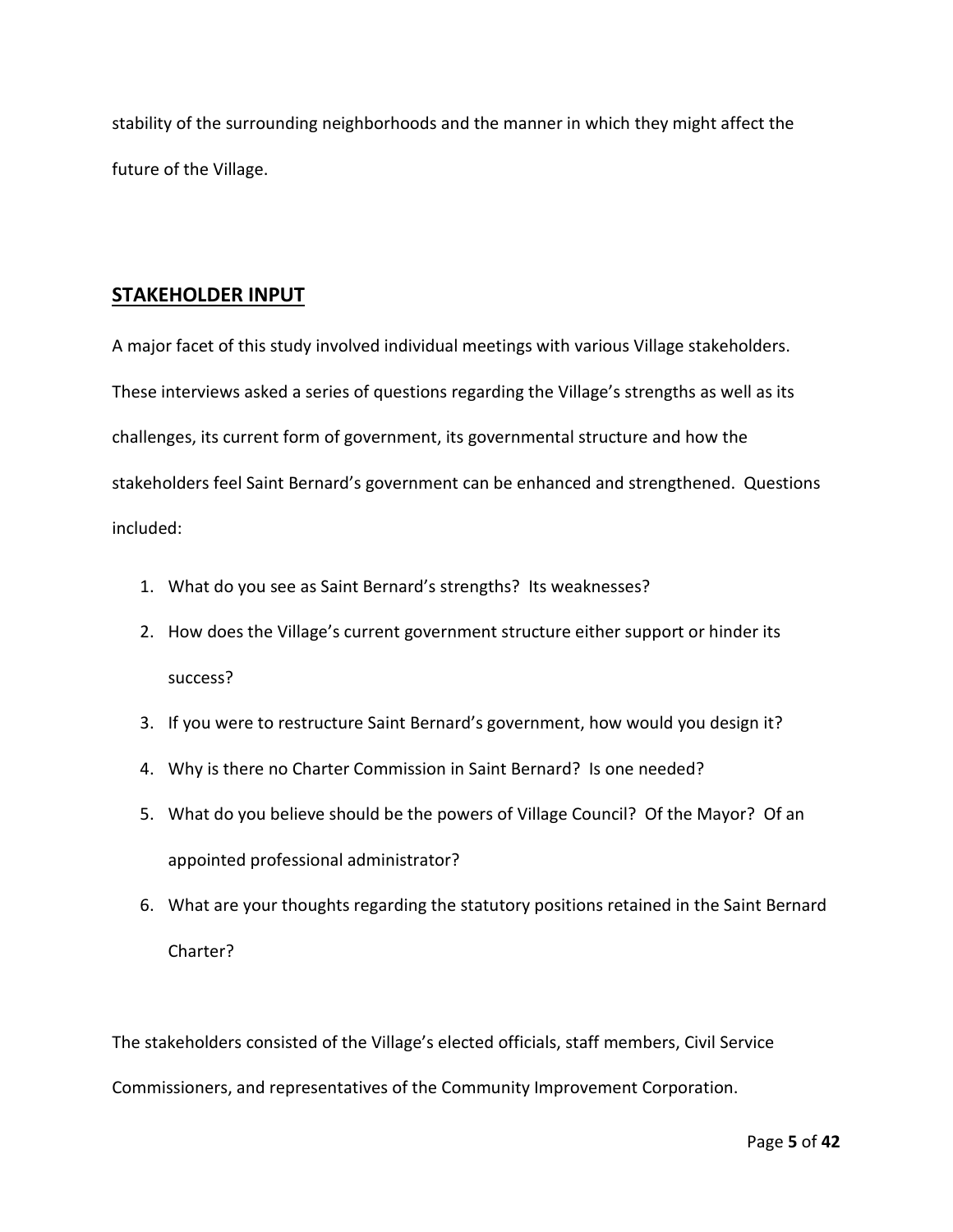stability of the surrounding neighborhoods and the manner in which they might affect the future of the Village.

## STAKEHOLDER INPUT

A major facet of this study involved individual meetings with various Village stakeholders. These interviews asked a series of questions regarding the Village's strengths as well as its challenges, its current form of government, its governmental structure and how the stakeholders feel Saint Bernard's government can be enhanced and strengthened. Questions included:

1. What do you see as Saint Bernard's strengths? Its weaknesses?
2. How does the Village's current government structure either support or hinder its success?
3. If you were to restructure Saint Bernard's government, how would you design it?
4. Why is there no Charter Commission in Saint Bernard? Is one needed?
5. What do you believe should be the powers of Village Council? Of the Mayor? Of an appointed professional administrator?
6. What are your thoughts regarding the statutory positions retained in the Saint Bernard Charter?

The stakeholders consisted of the Village's elected officials, staff members, Civil Service Commissioners, and representatives of the Community Improvement Corporation.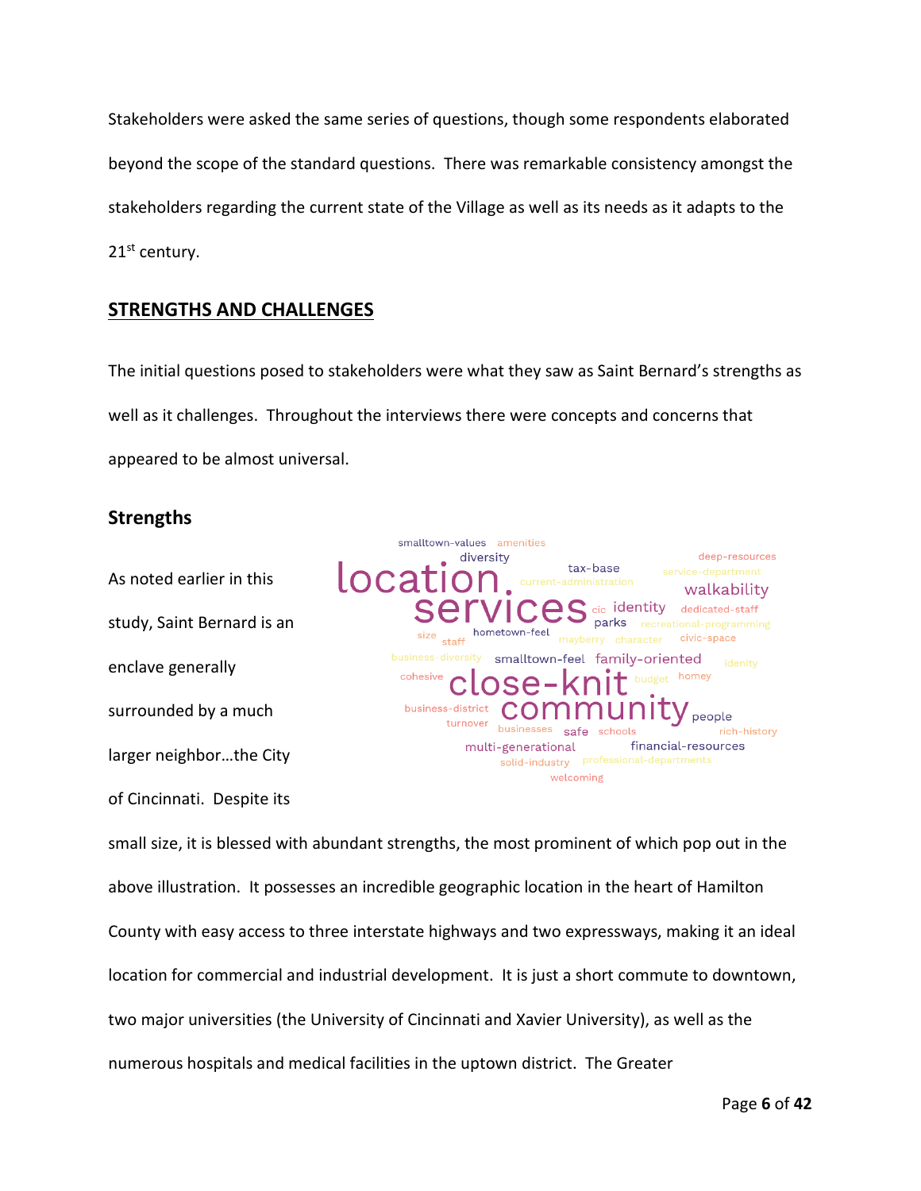Stakeholders were asked the same series of questions, though some respondents elaborated beyond the scope of the standard questions. There was remarkable consistency amongst the stakeholders regarding the current state of the Village as well as its needs as it adapts to the 21st century.

## STRENGTHS AND CHALLENGES

The initial questions posed to stakeholders were what they saw as Saint Bernard's strengths as well as it challenges. Throughout the interviews there were concepts and concerns that appeared to be almost universal.

### Strengths

As noted earlier in this study, Saint Bernard is an enclave generally surrounded by a much larger neighbor…the City of Cincinnati. Despite its small size, it is blessed with abundant strengths, the most prominent of which pop out in the above illustration. It possesses an incredible geographic location in the heart of Hamilton County with easy access to three interstate highways and two expressways, making it an ideal location for commercial and industrial development. It is just a short commute to downtown, two major universities (the University of Cincinnati and Xavier University), as well as the numerous hospitals and medical facilities in the uptown district. The Greater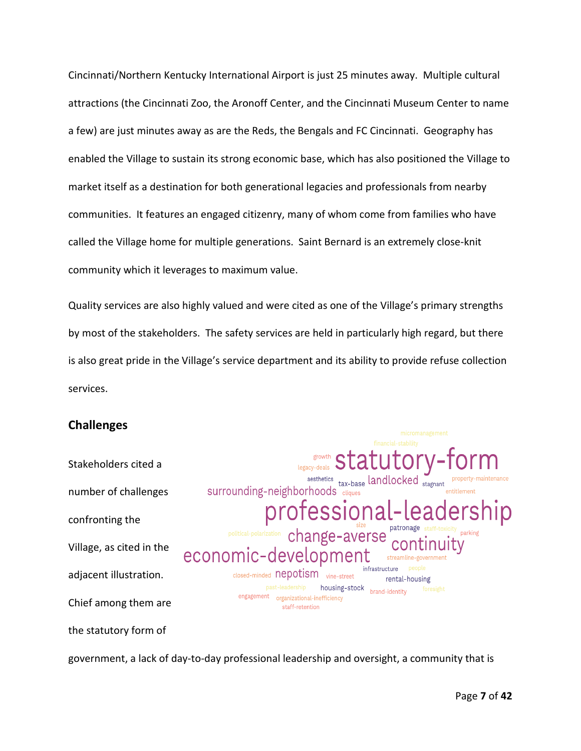Cincinnati/Northern Kentucky International Airport is just 25 minutes away. Multiple cultural attractions (the Cincinnati Zoo, the Aronoff Center, and the Cincinnati Museum Center to name a few) are just minutes away as are the Reds, the Bengals and FC Cincinnati. Geography has enabled the Village to sustain its strong economic base, which has also positioned the Village to market itself as a destination for both generational legacies and professionals from nearby communities. It features an engaged citizenry, many of whom come from families who have called the Village home for multiple generations. Saint Bernard is an extremely close-knit community which it leverages to maximum value.

Quality services are also highly valued and were cited as one of the Village's primary strengths by most of the stakeholders. The safety services are held in particularly high regard, but there is also great pride in the Village's service department and its ability to provide refuse collection services.

## Challenges

Stakeholders cited a number of challenges confronting the Village, as cited in the adjacent illustration. Chief among them are the statutory form of government, a lack of day-to-day professional leadership and oversight, a community that is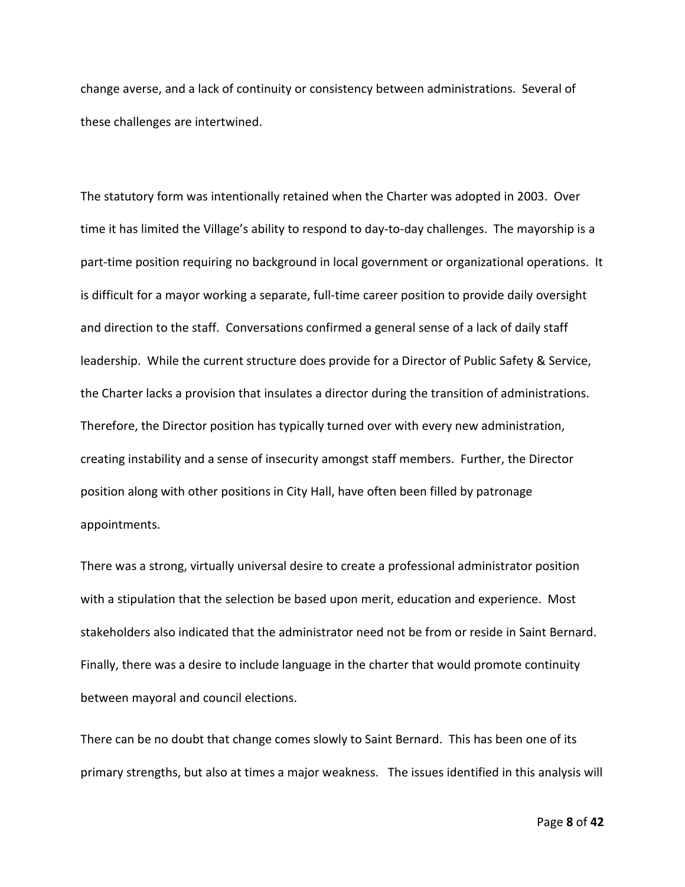change averse, and a lack of continuity or consistency between administrations. Several of these challenges are intertwined.

The statutory form was intentionally retained when the Charter was adopted in 2003. Over time it has limited the Village's ability to respond to day-to-day challenges. The mayorship is a part-time position requiring no background in local government or organizational operations. It is difficult for a mayor working a separate, full-time career position to provide daily oversight and direction to the staff. Conversations confirmed a general sense of a lack of daily staff leadership. While the current structure does provide for a Director of Public Safety & Service, the Charter lacks a provision that insulates a director during the transition of administrations. Therefore, the Director position has typically turned over with every new administration, creating instability and a sense of insecurity amongst staff members. Further, the Director position along with other positions in City Hall, have often been filled by patronage appointments.

There was a strong, virtually universal desire to create a professional administrator position with a stipulation that the selection be based upon merit, education and experience. Most stakeholders also indicated that the administrator need not be from or reside in Saint Bernard. Finally, there was a desire to include language in the charter that would promote continuity between mayoral and council elections.

There can be no doubt that change comes slowly to Saint Bernard. This has been one of its primary strengths, but also at times a major weakness. The issues identified in this analysis will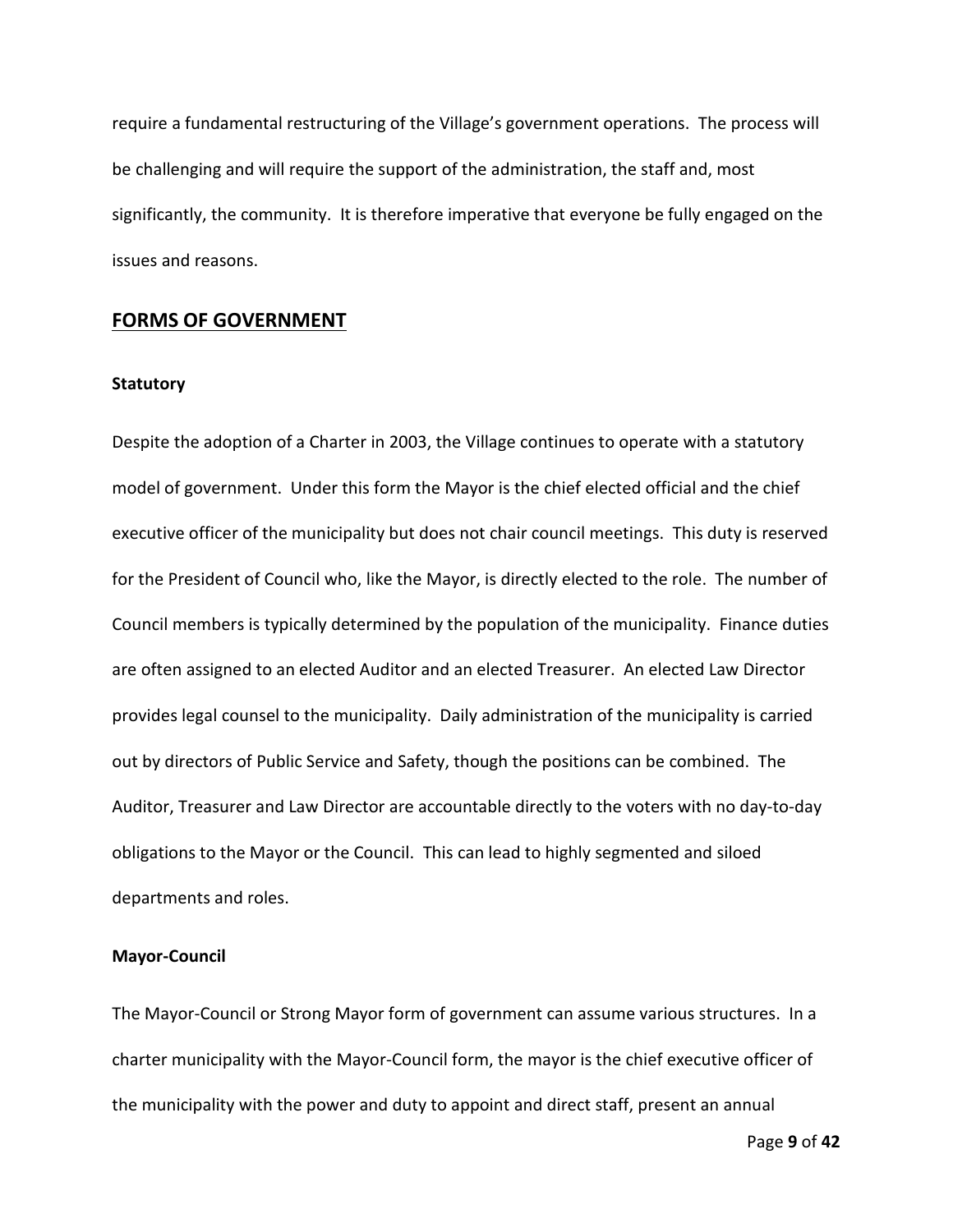require a fundamental restructuring of the Village's government operations. The process will be challenging and will require the support of the administration, the staff and, most significantly, the community. It is therefore imperative that everyone be fully engaged on the issues and reasons.

## FORMS OF GOVERNMENT

### Statutory

Despite the adoption of a Charter in 2003, the Village continues to operate with a statutory model of government. Under this form the Mayor is the chief elected official and the chief executive officer of the municipality but does not chair council meetings. This duty is reserved for the President of Council who, like the Mayor, is directly elected to the role. The number of Council members is typically determined by the population of the municipality. Finance duties are often assigned to an elected Auditor and an elected Treasurer. An elected Law Director provides legal counsel to the municipality. Daily administration of the municipality is carried out by directors of Public Service and Safety, though the positions can be combined. The Auditor, Treasurer and Law Director are accountable directly to the voters with no day-to-day obligations to the Mayor or the Council. This can lead to highly segmented and siloed departments and roles.

### Mayor-Council

The Mayor-Council or Strong Mayor form of government can assume various structures. In a charter municipality with the Mayor-Council form, the mayor is the chief executive officer of the municipality with the power and duty to appoint and direct staff, present an annual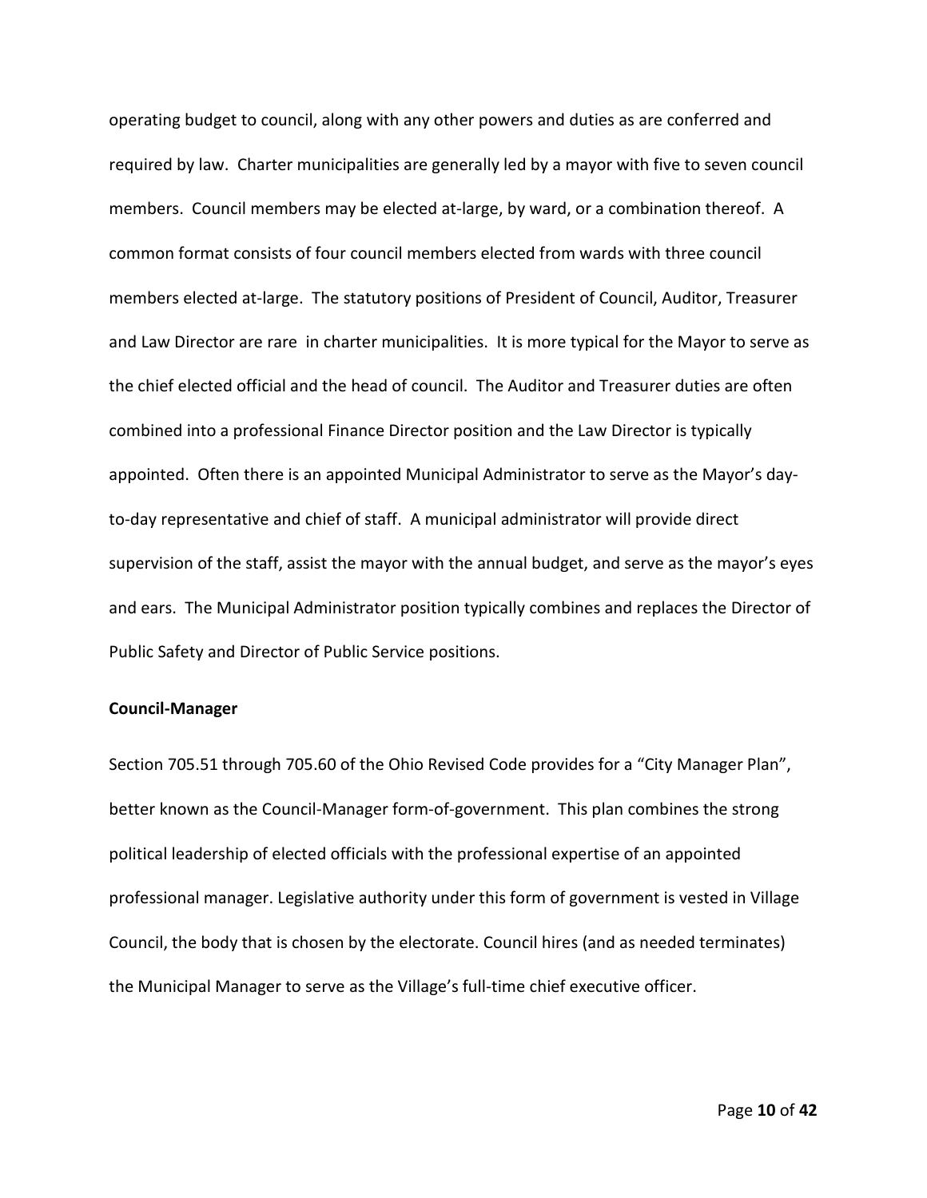operating budget to council, along with any other powers and duties as are conferred and required by law. Charter municipalities are generally led by a mayor with five to seven council members. Council members may be elected at-large, by ward, or a combination thereof. A common format consists of four council members elected from wards with three council members elected at-large. The statutory positions of President of Council, Auditor, Treasurer and Law Director are rare in charter municipalities. It is more typical for the Mayor to serve as the chief elected official and the head of council. The Auditor and Treasurer duties are often combined into a professional Finance Director position and the Law Director is typically appointed. Often there is an appointed Municipal Administrator to serve as the Mayor's day-to-day representative and chief of staff. A municipal administrator will provide direct supervision of the staff, assist the mayor with the annual budget, and serve as the mayor's eyes and ears. The Municipal Administrator position typically combines and replaces the Director of Public Safety and Director of Public Service positions.

**Council-Manager**

Section 705.51 through 705.60 of the Ohio Revised Code provides for a "City Manager Plan", better known as the Council-Manager form-of-government. This plan combines the strong political leadership of elected officials with the professional expertise of an appointed professional manager. Legislative authority under this form of government is vested in Village Council, the body that is chosen by the electorate. Council hires (and as needed terminates) the Municipal Manager to serve as the Village's full-time chief executive officer.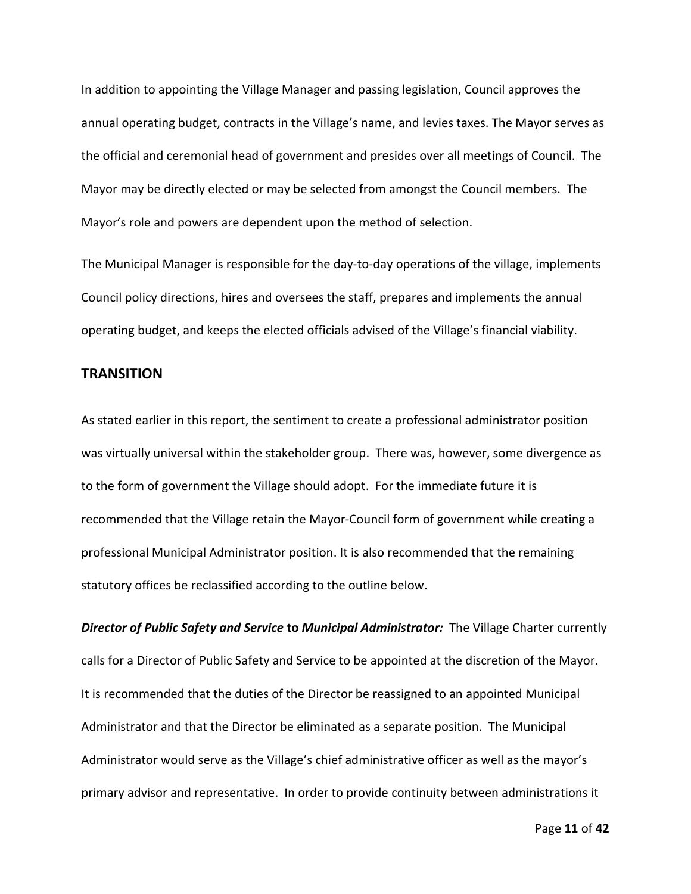In addition to appointing the Village Manager and passing legislation, Council approves the annual operating budget, contracts in the Village's name, and levies taxes. The Mayor serves as the official and ceremonial head of government and presides over all meetings of Council. The Mayor may be directly elected or may be selected from amongst the Council members. The Mayor's role and powers are dependent upon the method of selection.

The Municipal Manager is responsible for the day-to-day operations of the village, implements Council policy directions, hires and oversees the staff, prepares and implements the annual operating budget, and keeps the elected officials advised of the Village's financial viability.

## TRANSITION

As stated earlier in this report, the sentiment to create a professional administrator position was virtually universal within the stakeholder group. There was, however, some divergence as to the form of government the Village should adopt. For the immediate future it is recommended that the Village retain the Mayor-Council form of government while creating a professional Municipal Administrator position. It is also recommended that the remaining statutory offices be reclassified according to the outline below.

***Director of Public Safety and Service* to *Municipal Administrator:*** The Village Charter currently calls for a Director of Public Safety and Service to be appointed at the discretion of the Mayor. It is recommended that the duties of the Director be reassigned to an appointed Municipal Administrator and that the Director be eliminated as a separate position. The Municipal Administrator would serve as the Village's chief administrative officer as well as the mayor's primary advisor and representative. In order to provide continuity between administrations it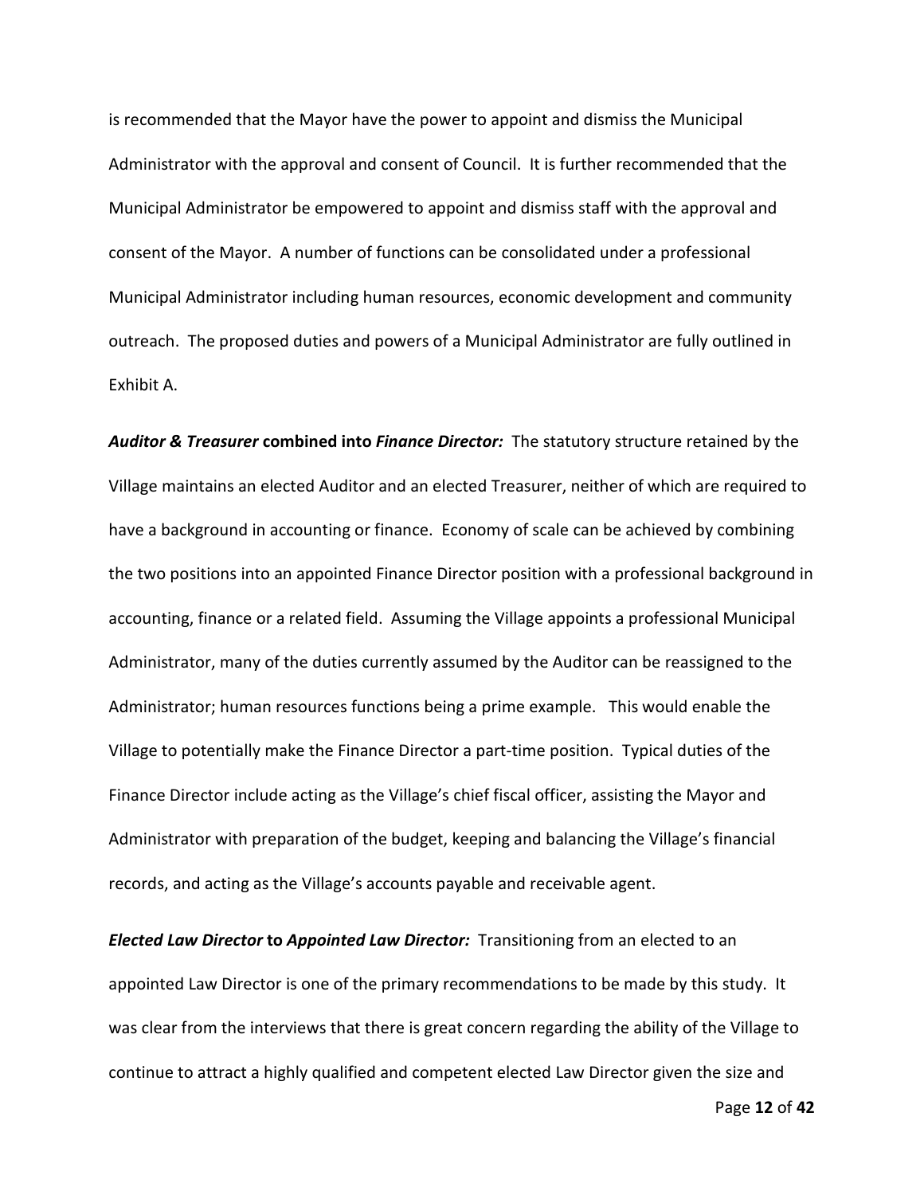is recommended that the Mayor have the power to appoint and dismiss the Municipal Administrator with the approval and consent of Council. It is further recommended that the Municipal Administrator be empowered to appoint and dismiss staff with the approval and consent of the Mayor. A number of functions can be consolidated under a professional Municipal Administrator including human resources, economic development and community outreach. The proposed duties and powers of a Municipal Administrator are fully outlined in Exhibit A.

***Auditor & Treasurer* combined into *Finance Director:*** The statutory structure retained by the Village maintains an elected Auditor and an elected Treasurer, neither of which are required to have a background in accounting or finance. Economy of scale can be achieved by combining the two positions into an appointed Finance Director position with a professional background in accounting, finance or a related field. Assuming the Village appoints a professional Municipal Administrator, many of the duties currently assumed by the Auditor can be reassigned to the Administrator; human resources functions being a prime example. This would enable the Village to potentially make the Finance Director a part-time position. Typical duties of the Finance Director include acting as the Village's chief fiscal officer, assisting the Mayor and Administrator with preparation of the budget, keeping and balancing the Village's financial records, and acting as the Village's accounts payable and receivable agent.

***Elected Law Director* to *Appointed Law Director:*** Transitioning from an elected to an appointed Law Director is one of the primary recommendations to be made by this study. It was clear from the interviews that there is great concern regarding the ability of the Village to continue to attract a highly qualified and competent elected Law Director given the size and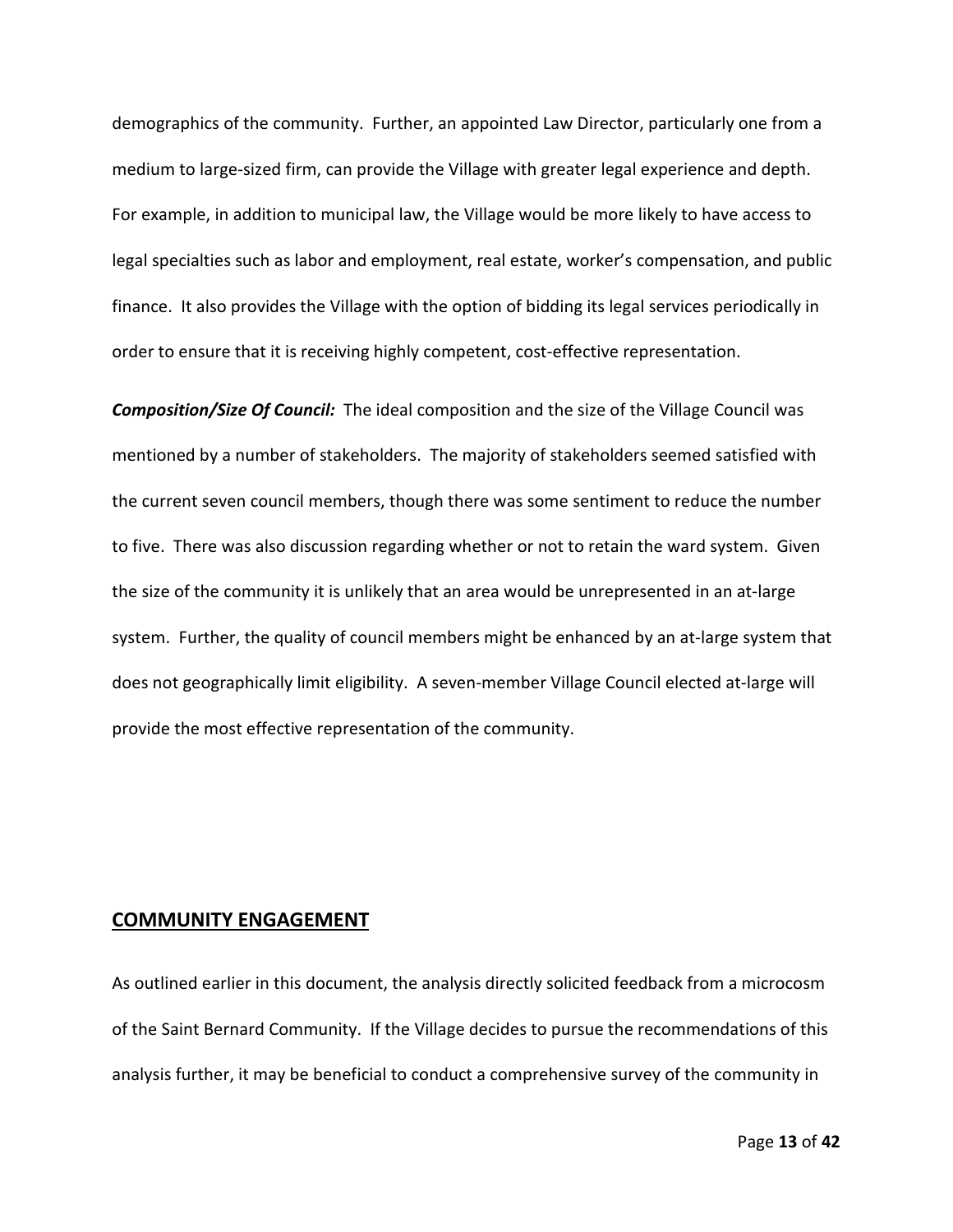demographics of the community. Further, an appointed Law Director, particularly one from a medium to large-sized firm, can provide the Village with greater legal experience and depth. For example, in addition to municipal law, the Village would be more likely to have access to legal specialties such as labor and employment, real estate, worker's compensation, and public finance. It also provides the Village with the option of bidding its legal services periodically in order to ensure that it is receiving highly competent, cost-effective representation.

***Composition/Size Of Council:*** The ideal composition and the size of the Village Council was mentioned by a number of stakeholders. The majority of stakeholders seemed satisfied with the current seven council members, though there was some sentiment to reduce the number to five. There was also discussion regarding whether or not to retain the ward system. Given the size of the community it is unlikely that an area would be unrepresented in an at-large system. Further, the quality of council members might be enhanced by an at-large system that does not geographically limit eligibility. A seven-member Village Council elected at-large will provide the most effective representation of the community.

## COMMUNITY ENGAGEMENT

As outlined earlier in this document, the analysis directly solicited feedback from a microcosm of the Saint Bernard Community. If the Village decides to pursue the recommendations of this analysis further, it may be beneficial to conduct a comprehensive survey of the community in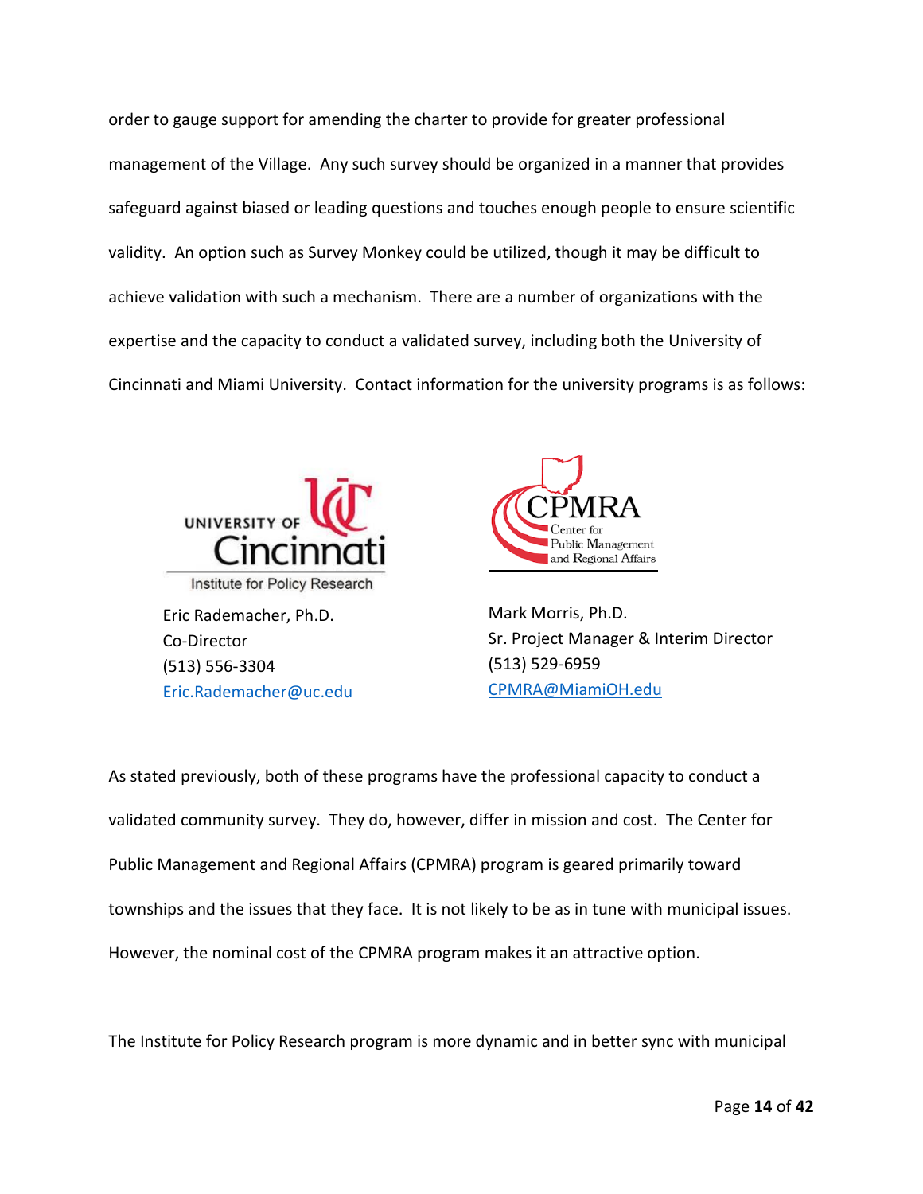order to gauge support for amending the charter to provide for greater professional management of the Village. Any such survey should be organized in a manner that provides safeguard against biased or leading questions and touches enough people to ensure scientific validity. An option such as Survey Monkey could be utilized, though it may be difficult to achieve validation with such a mechanism. There are a number of organizations with the expertise and the capacity to conduct a validated survey, including both the University of Cincinnati and Miami University. Contact information for the university programs is as follows:

University of Cincinnati
Institute for Policy Research

Eric Rademacher, Ph.D.
Co-Director
(513) 556-3304
Eric.Rademacher@uc.edu

CPMRA
Center for Public Management and Regional Affairs

Mark Morris, Ph.D.
Sr. Project Manager & Interim Director
(513) 529-6959
CPMRA@MiamiOH.edu

As stated previously, both of these programs have the professional capacity to conduct a validated community survey. They do, however, differ in mission and cost. The Center for Public Management and Regional Affairs (CPMRA) program is geared primarily toward townships and the issues that they face. It is not likely to be as in tune with municipal issues. However, the nominal cost of the CPMRA program makes it an attractive option.

The Institute for Policy Research program is more dynamic and in better sync with municipal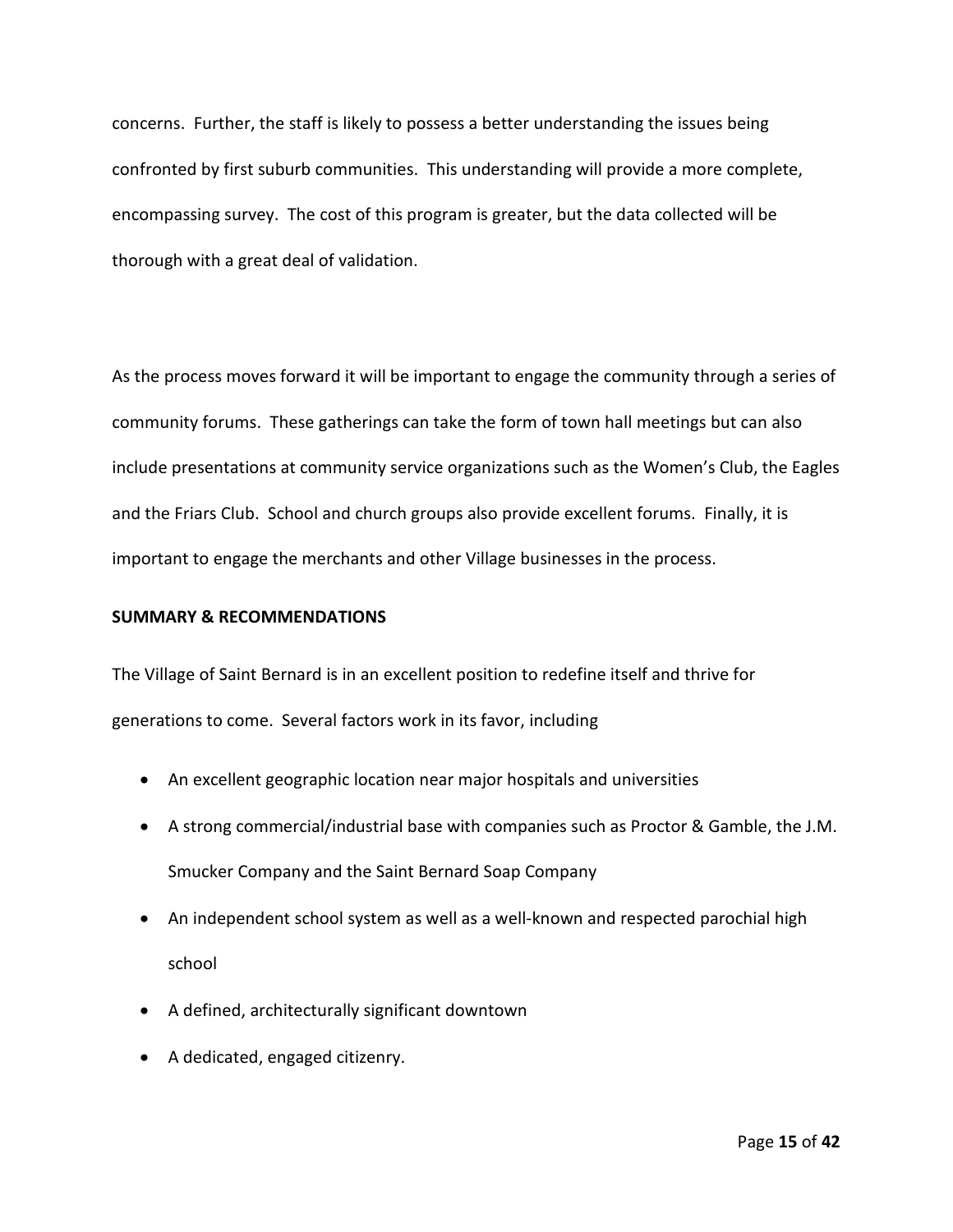concerns. Further, the staff is likely to possess a better understanding the issues being confronted by first suburb communities. This understanding will provide a more complete, encompassing survey. The cost of this program is greater, but the data collected will be thorough with a great deal of validation.

As the process moves forward it will be important to engage the community through a series of community forums. These gatherings can take the form of town hall meetings but can also include presentations at community service organizations such as the Women's Club, the Eagles and the Friars Club. School and church groups also provide excellent forums. Finally, it is important to engage the merchants and other Village businesses in the process.

**SUMMARY & RECOMMENDATIONS**

The Village of Saint Bernard is in an excellent position to redefine itself and thrive for generations to come. Several factors work in its favor, including

- An excellent geographic location near major hospitals and universities
- A strong commercial/industrial base with companies such as Proctor & Gamble, the J.M. Smucker Company and the Saint Bernard Soap Company
- An independent school system as well as a well-known and respected parochial high school
- A defined, architecturally significant downtown
- A dedicated, engaged citizenry.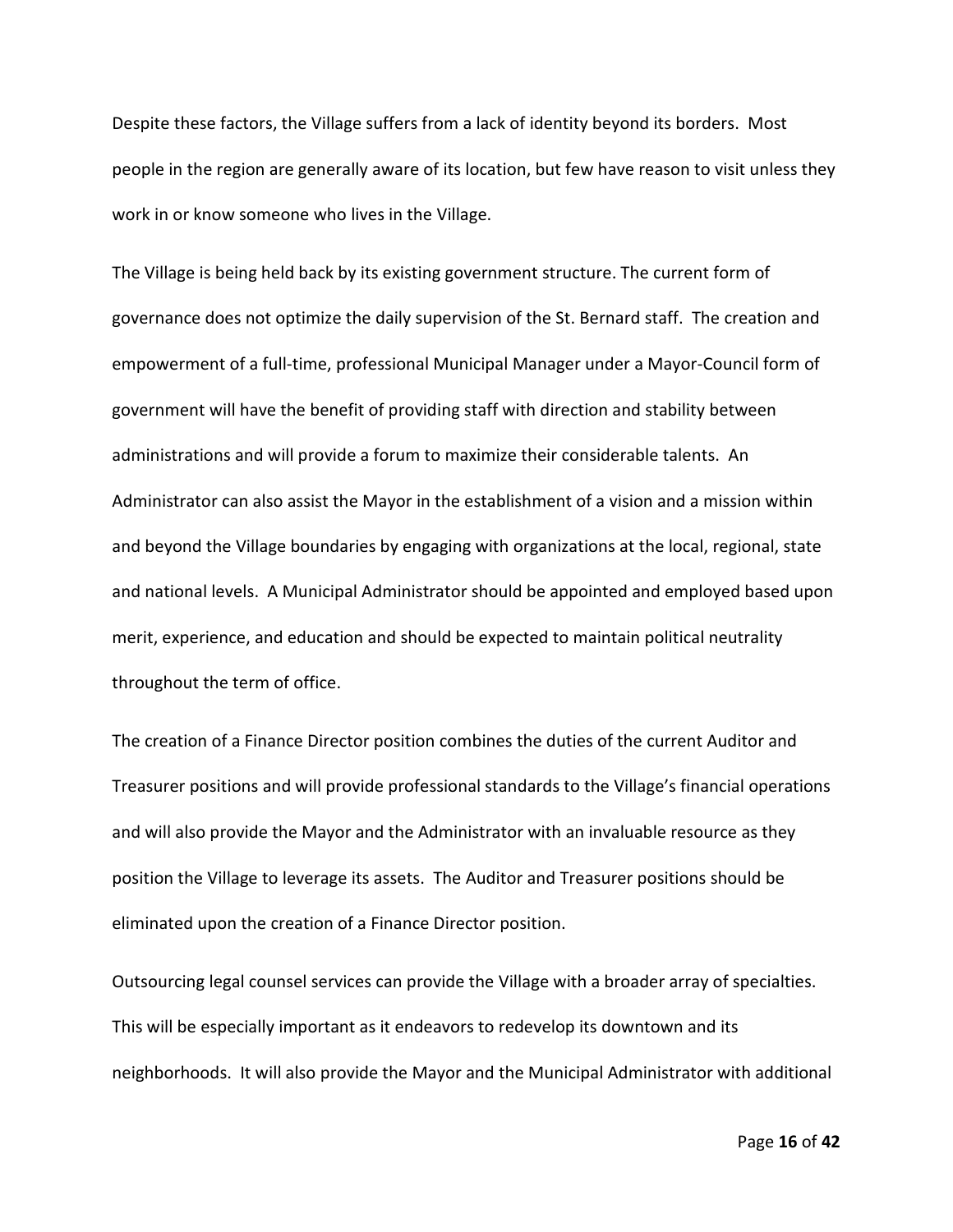Despite these factors, the Village suffers from a lack of identity beyond its borders. Most people in the region are generally aware of its location, but few have reason to visit unless they work in or know someone who lives in the Village.

The Village is being held back by its existing government structure. The current form of governance does not optimize the daily supervision of the St. Bernard staff. The creation and empowerment of a full-time, professional Municipal Manager under a Mayor-Council form of government will have the benefit of providing staff with direction and stability between administrations and will provide a forum to maximize their considerable talents. An Administrator can also assist the Mayor in the establishment of a vision and a mission within and beyond the Village boundaries by engaging with organizations at the local, regional, state and national levels. A Municipal Administrator should be appointed and employed based upon merit, experience, and education and should be expected to maintain political neutrality throughout the term of office.

The creation of a Finance Director position combines the duties of the current Auditor and Treasurer positions and will provide professional standards to the Village's financial operations and will also provide the Mayor and the Administrator with an invaluable resource as they position the Village to leverage its assets. The Auditor and Treasurer positions should be eliminated upon the creation of a Finance Director position.

Outsourcing legal counsel services can provide the Village with a broader array of specialties. This will be especially important as it endeavors to redevelop its downtown and its neighborhoods. It will also provide the Mayor and the Municipal Administrator with additional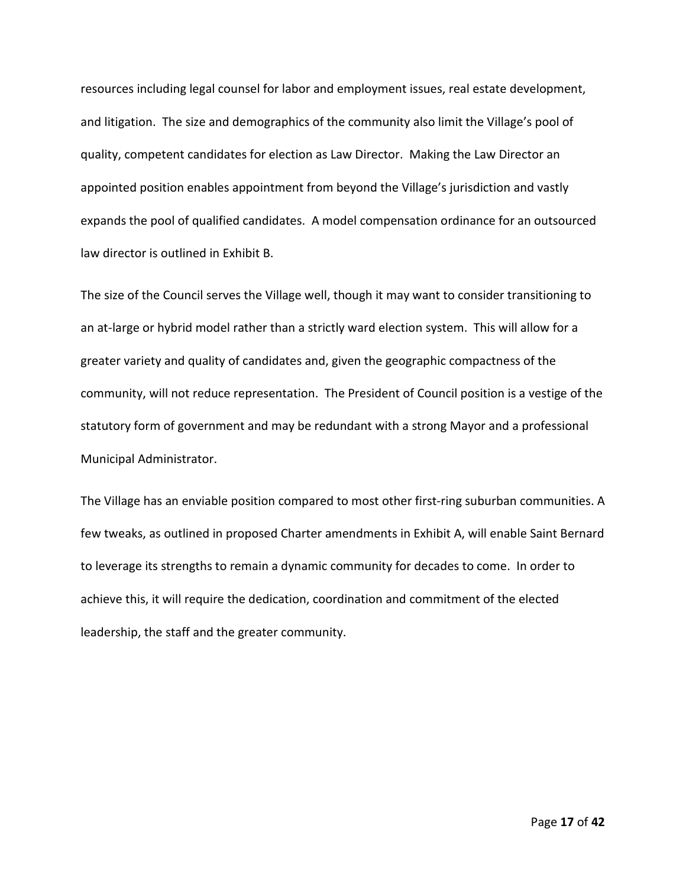resources including legal counsel for labor and employment issues, real estate development, and litigation. The size and demographics of the community also limit the Village's pool of quality, competent candidates for election as Law Director. Making the Law Director an appointed position enables appointment from beyond the Village's jurisdiction and vastly expands the pool of qualified candidates. A model compensation ordinance for an outsourced law director is outlined in Exhibit B.

The size of the Council serves the Village well, though it may want to consider transitioning to an at-large or hybrid model rather than a strictly ward election system. This will allow for a greater variety and quality of candidates and, given the geographic compactness of the community, will not reduce representation. The President of Council position is a vestige of the statutory form of government and may be redundant with a strong Mayor and a professional Municipal Administrator.

The Village has an enviable position compared to most other first-ring suburban communities. A few tweaks, as outlined in proposed Charter amendments in Exhibit A, will enable Saint Bernard to leverage its strengths to remain a dynamic community for decades to come. In order to achieve this, it will require the dedication, coordination and commitment of the elected leadership, the staff and the greater community.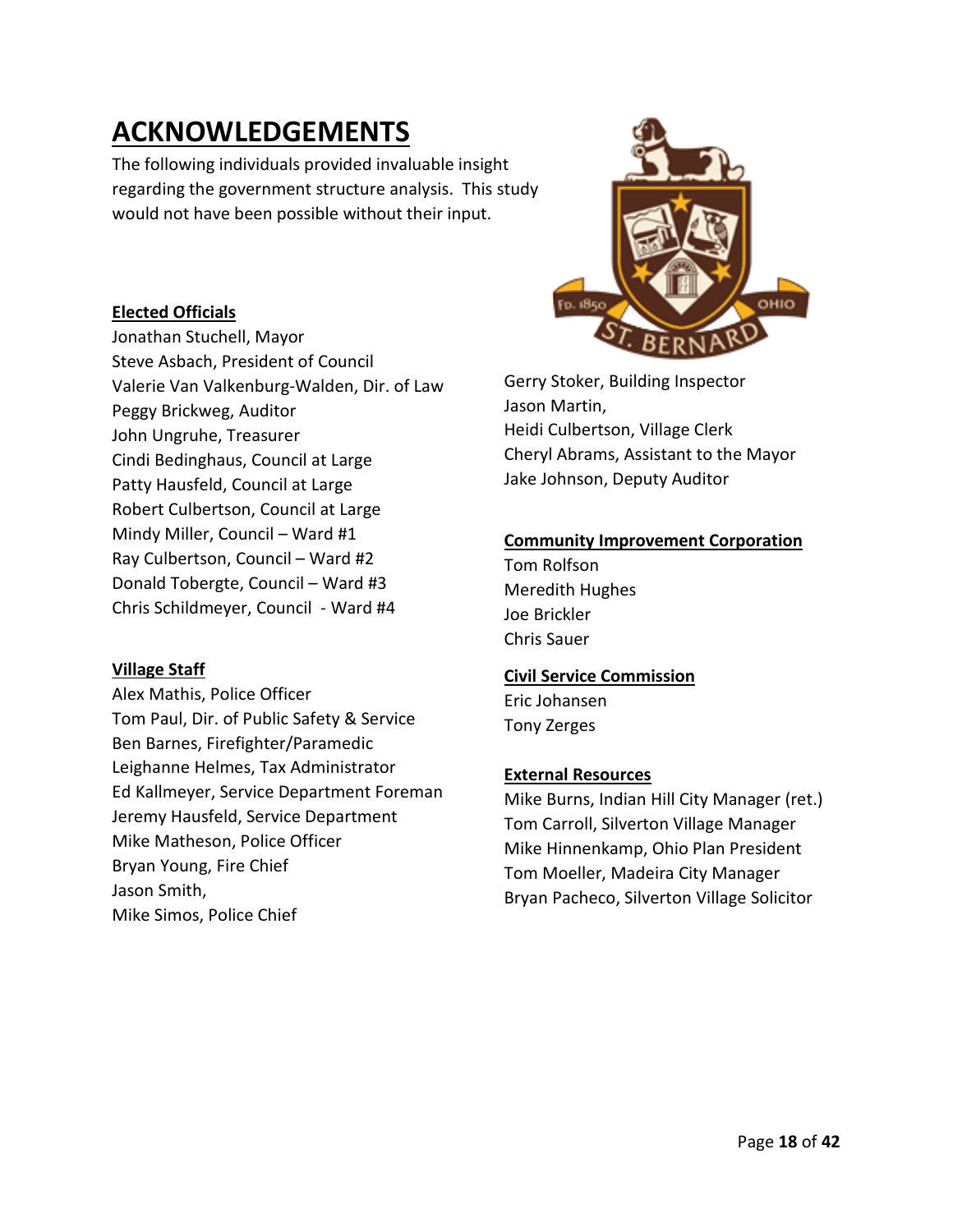# ACKNOWLEDGEMENTS

The following individuals provided invaluable insight regarding the government structure analysis. This study would not have been possible without their input.

**Elected Officials**

Jonathan Stuchell, Mayor
Steve Asbach, President of Council
Valerie Van Valkenburg-Walden, Dir. of Law
Peggy Brickweg, Auditor
John Ungruhe, Treasurer
Cindi Bedinghaus, Council at Large
Patty Hausfeld, Council at Large
Robert Culbertson, Council at Large
Mindy Miller, Council – Ward #1
Ray Culbertson, Council – Ward #2
Donald Tobergte, Council – Ward #3
Chris Schildmeyer, Council - Ward #4

**Village Staff**

Alex Mathis, Police Officer
Tom Paul, Dir. of Public Safety & Service
Ben Barnes, Firefighter/Paramedic
Leighanne Helmes, Tax Administrator
Ed Kallmeyer, Service Department Foreman
Jeremy Hausfeld, Service Department
Mike Matheson, Police Officer
Bryan Young, Fire Chief
Jason Smith,
Mike Simos, Police Chief
Gerry Stoker, Building Inspector
Jason Martin,
Heidi Culbertson, Village Clerk
Cheryl Abrams, Assistant to the Mayor
Jake Johnson, Deputy Auditor

**Community Improvement Corporation**

Tom Rolfson
Meredith Hughes
Joe Brickler
Chris Sauer

**Civil Service Commission**

Eric Johansen
Tony Zerges

**External Resources**

Mike Burns, Indian Hill City Manager (ret.)
Tom Carroll, Silverton Village Manager
Mike Hinnenkamp, Ohio Plan President
Tom Moeller, Madeira City Manager
Bryan Pacheco, Silverton Village Solicitor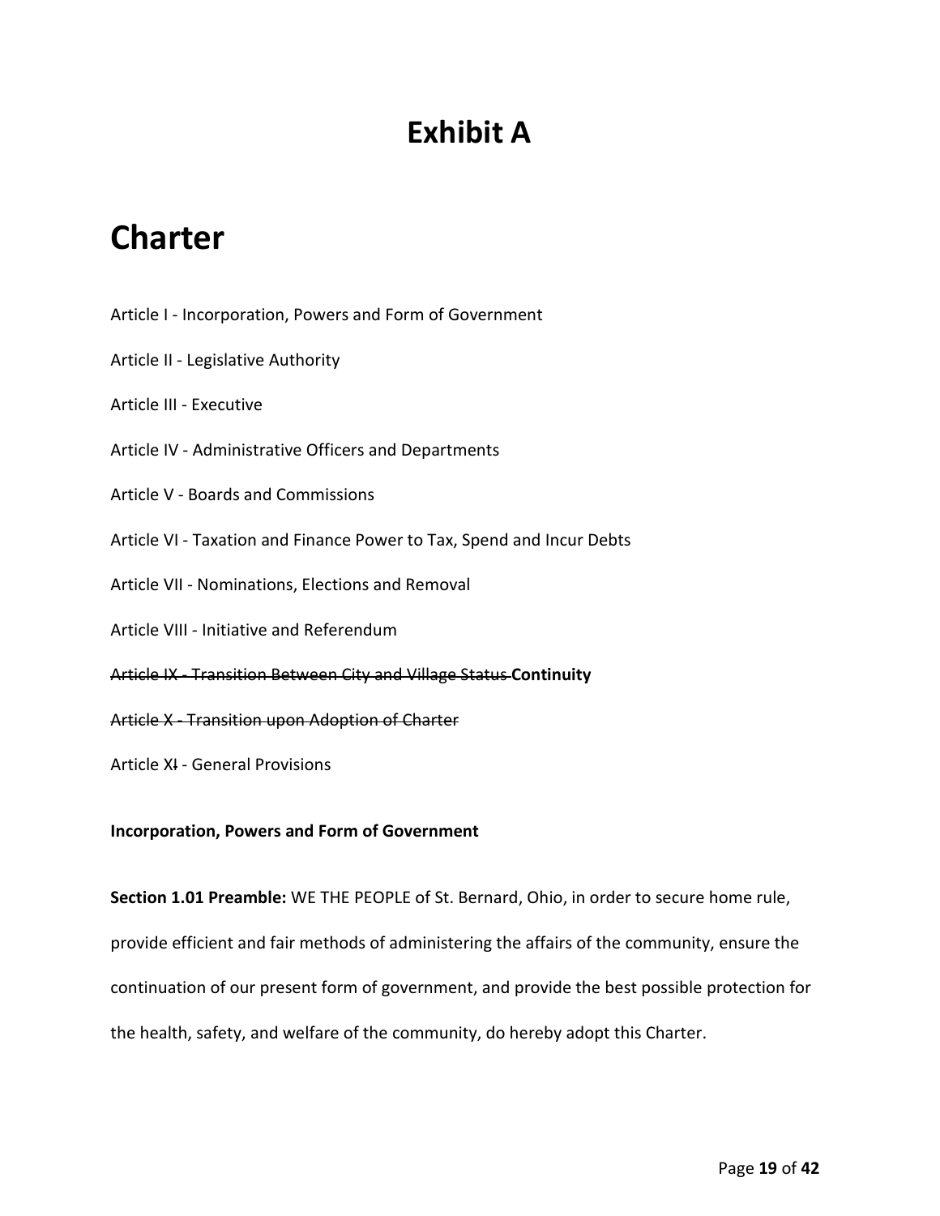# Exhibit A

# Charter

Article I - Incorporation, Powers and Form of Government

Article II - Legislative Authority

Article III - Executive

Article IV - Administrative Officers and Departments

Article V - Boards and Commissions

Article VI - Taxation and Finance Power to Tax, Spend and Incur Debts

Article VII - Nominations, Elections and Removal

Article VIII - Initiative and Referendum

~~Article IX - Transition Between City and Village Status~~ **Continuity**

~~Article X - Transition upon Adoption of Charter~~

Article X~~I~~ - General Provisions

**Incorporation, Powers and Form of Government**

**Section 1.01 Preamble:** WE THE PEOPLE of St. Bernard, Ohio, in order to secure home rule, provide efficient and fair methods of administering the affairs of the community, ensure the continuation of our present form of government, and provide the best possible protection for the health, safety, and welfare of the community, do hereby adopt this Charter.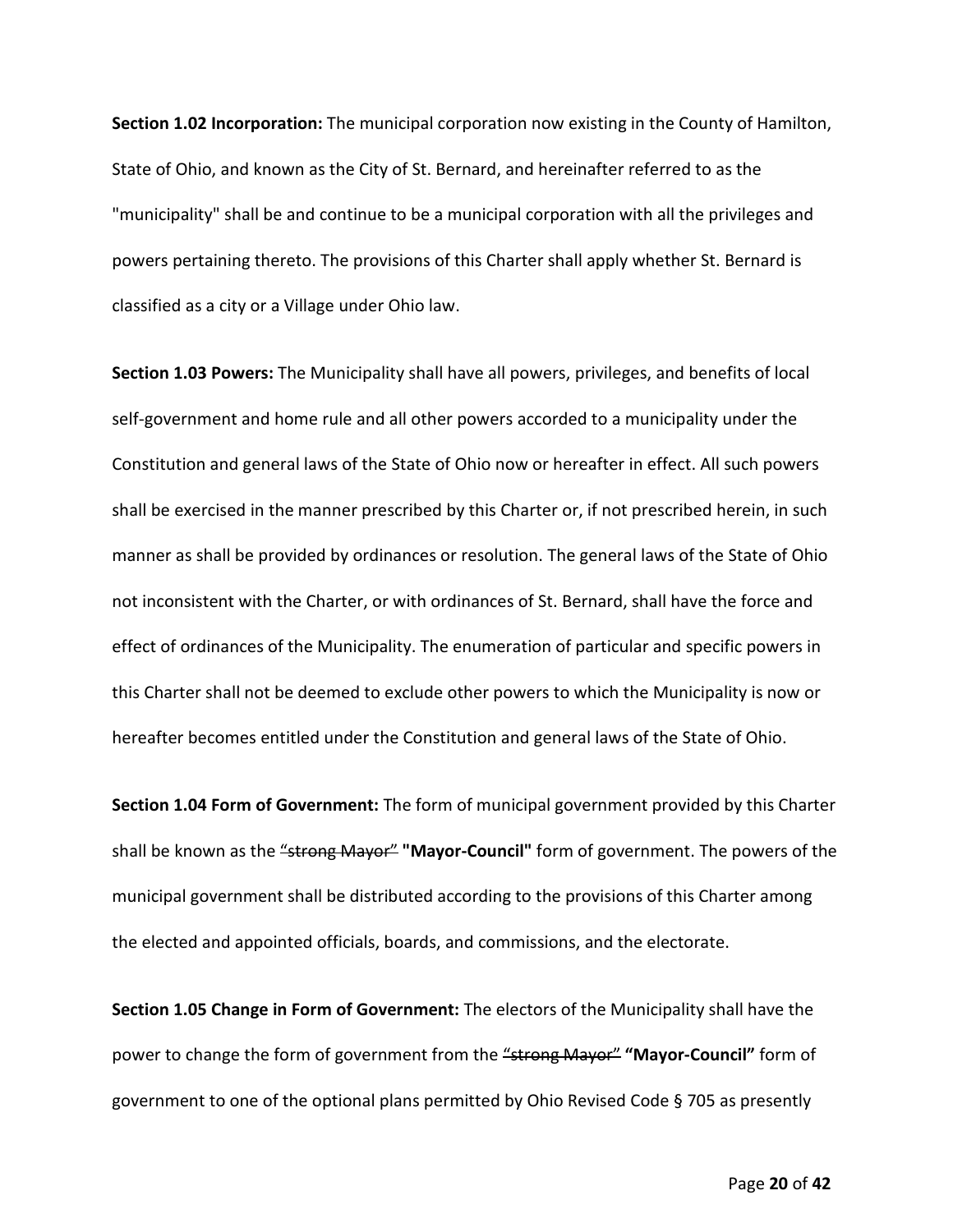**Section 1.02 Incorporation:** The municipal corporation now existing in the County of Hamilton, State of Ohio, and known as the City of St. Bernard, and hereinafter referred to as the "municipality" shall be and continue to be a municipal corporation with all the privileges and powers pertaining thereto. The provisions of this Charter shall apply whether St. Bernard is classified as a city or a Village under Ohio law.

**Section 1.03 Powers:** The Municipality shall have all powers, privileges, and benefits of local self-government and home rule and all other powers accorded to a municipality under the Constitution and general laws of the State of Ohio now or hereafter in effect. All such powers shall be exercised in the manner prescribed by this Charter or, if not prescribed herein, in such manner as shall be provided by ordinances or resolution. The general laws of the State of Ohio not inconsistent with the Charter, or with ordinances of St. Bernard, shall have the force and effect of ordinances of the Municipality. The enumeration of particular and specific powers in this Charter shall not be deemed to exclude other powers to which the Municipality is now or hereafter becomes entitled under the Constitution and general laws of the State of Ohio.

**Section 1.04 Form of Government:** The form of municipal government provided by this Charter shall be known as the ~~"strong Mayor"~~ **"Mayor-Council"** form of government. The powers of the municipal government shall be distributed according to the provisions of this Charter among the elected and appointed officials, boards, and commissions, and the electorate.

**Section 1.05 Change in Form of Government:** The electors of the Municipality shall have the power to change the form of government from the ~~"strong Mayor"~~ **"Mayor-Council"** form of government to one of the optional plans permitted by Ohio Revised Code § 705 as presently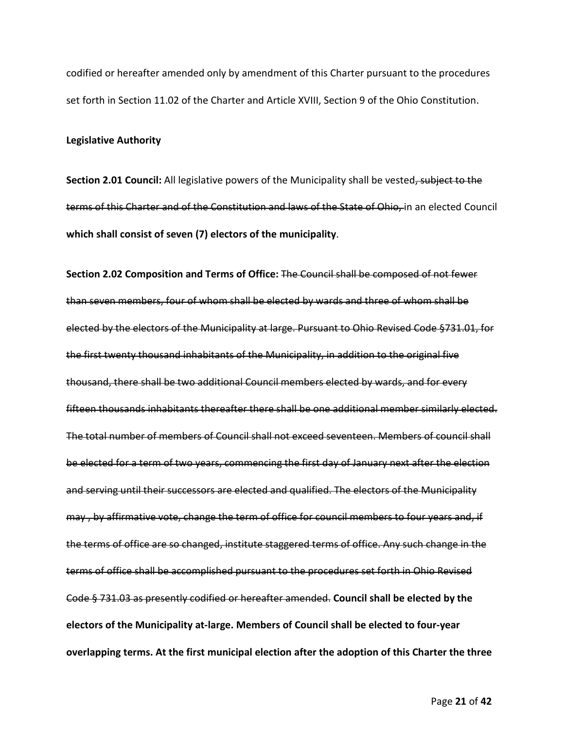codified or hereafter amended only by amendment of this Charter pursuant to the procedures set forth in Section 11.02 of the Charter and Article XVIII, Section 9 of the Ohio Constitution.

**Legislative Authority**

**Section 2.01 Council:** All legislative powers of the Municipality shall be vested~~, subject to the terms of this Charter and of the Constitution and laws of the State of Ohio,~~ in an elected Council **which shall consist of seven (7) electors of the municipality**.

**Section 2.02 Composition and Terms of Office:** ~~The Council shall be composed of not fewer than seven members, four of whom shall be elected by wards and three of whom shall be elected by the electors of the Municipality at large. Pursuant to Ohio Revised Code §731.01, for the first twenty thousand inhabitants of the Municipality, in addition to the original five thousand, there shall be two additional Council members elected by wards, and for every fifteen thousands inhabitants thereafter there shall be one additional member similarly elected. The total number of members of Council shall not exceed seventeen. Members of council shall be elected for a term of two years, commencing the first day of January next after the election and serving until their successors are elected and qualified. The electors of the Municipality may , by affirmative vote, change the term of office for council members to four years and, if the terms of office are so changed, institute staggered terms of office. Any such change in the terms of office shall be accomplished pursuant to the procedures set forth in Ohio Revised Code § 731.03 as presently codified or hereafter amended.~~ **Council shall be elected by the electors of the Municipality at-large. Members of Council shall be elected to four-year overlapping terms. At the first municipal election after the adoption of this Charter the three**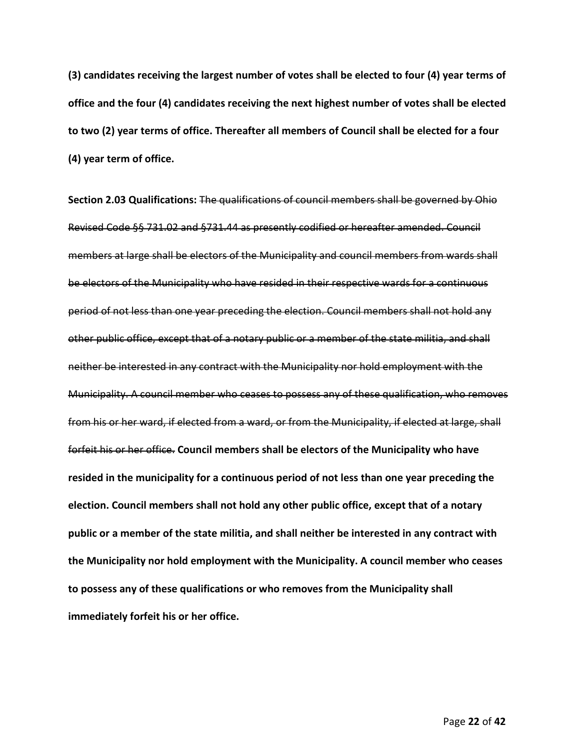**(3) candidates receiving the largest number of votes shall be elected to four (4) year terms of office and the four (4) candidates receiving the next highest number of votes shall be elected to two (2) year terms of office. Thereafter all members of Council shall be elected for a four (4) year term of office.**

**Section 2.03 Qualifications:** ~~The qualifications of council members shall be governed by Ohio Revised Code §§ 731.02 and §731.44 as presently codified or hereafter amended. Council members at large shall be electors of the Municipality and council members from wards shall be electors of the Municipality who have resided in their respective wards for a continuous period of not less than one year preceding the election. Council members shall not hold any other public office, except that of a notary public or a member of the state militia, and shall neither be interested in any contract with the Municipality nor hold employment with the Municipality. A council member who ceases to possess any of these qualification, who removes from his or her ward, if elected from a ward, or from the Municipality, if elected at large, shall forfeit his or her office.~~ **Council members shall be electors of the Municipality who have resided in the municipality for a continuous period of not less than one year preceding the election. Council members shall not hold any other public office, except that of a notary public or a member of the state militia, and shall neither be interested in any contract with the Municipality nor hold employment with the Municipality. A council member who ceases to possess any of these qualifications or who removes from the Municipality shall immediately forfeit his or her office.**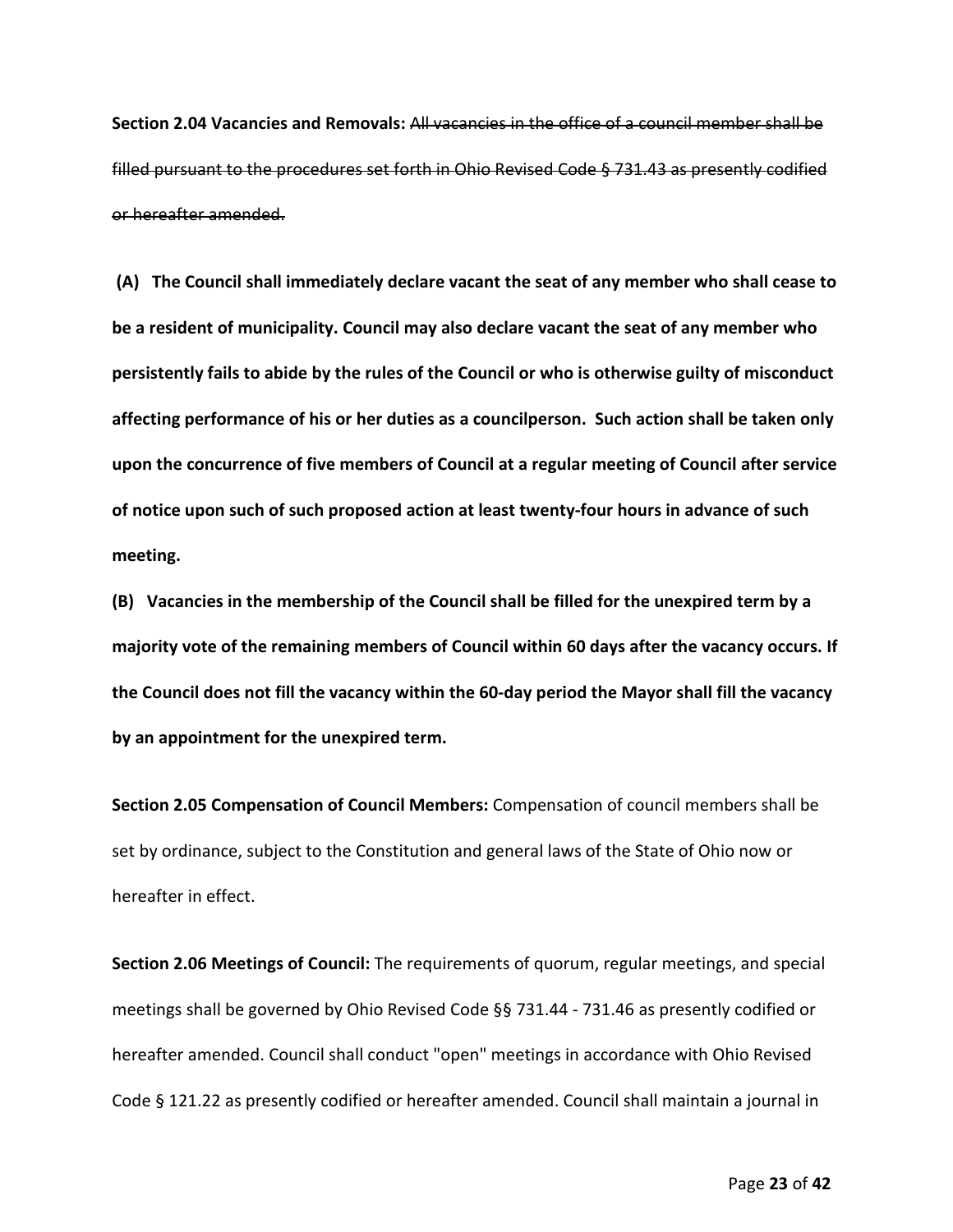**Section 2.04 Vacancies and Removals:** ~~All vacancies in the office of a council member shall be filled pursuant to the procedures set forth in Ohio Revised Code § 731.43 as presently codified or hereafter amended.~~

**(A) The Council shall immediately declare vacant the seat of any member who shall cease to be a resident of municipality. Council may also declare vacant the seat of any member who persistently fails to abide by the rules of the Council or who is otherwise guilty of misconduct affecting performance of his or her duties as a councilperson. Such action shall be taken only upon the concurrence of five members of Council at a regular meeting of Council after service of notice upon such of such proposed action at least twenty-four hours in advance of such meeting.**

**(B) Vacancies in the membership of the Council shall be filled for the unexpired term by a majority vote of the remaining members of Council within 60 days after the vacancy occurs. If the Council does not fill the vacancy within the 60-day period the Mayor shall fill the vacancy by an appointment for the unexpired term.**

**Section 2.05 Compensation of Council Members:** Compensation of council members shall be set by ordinance, subject to the Constitution and general laws of the State of Ohio now or hereafter in effect.

**Section 2.06 Meetings of Council:** The requirements of quorum, regular meetings, and special meetings shall be governed by Ohio Revised Code §§ 731.44 - 731.46 as presently codified or hereafter amended. Council shall conduct "open" meetings in accordance with Ohio Revised Code § 121.22 as presently codified or hereafter amended. Council shall maintain a journal in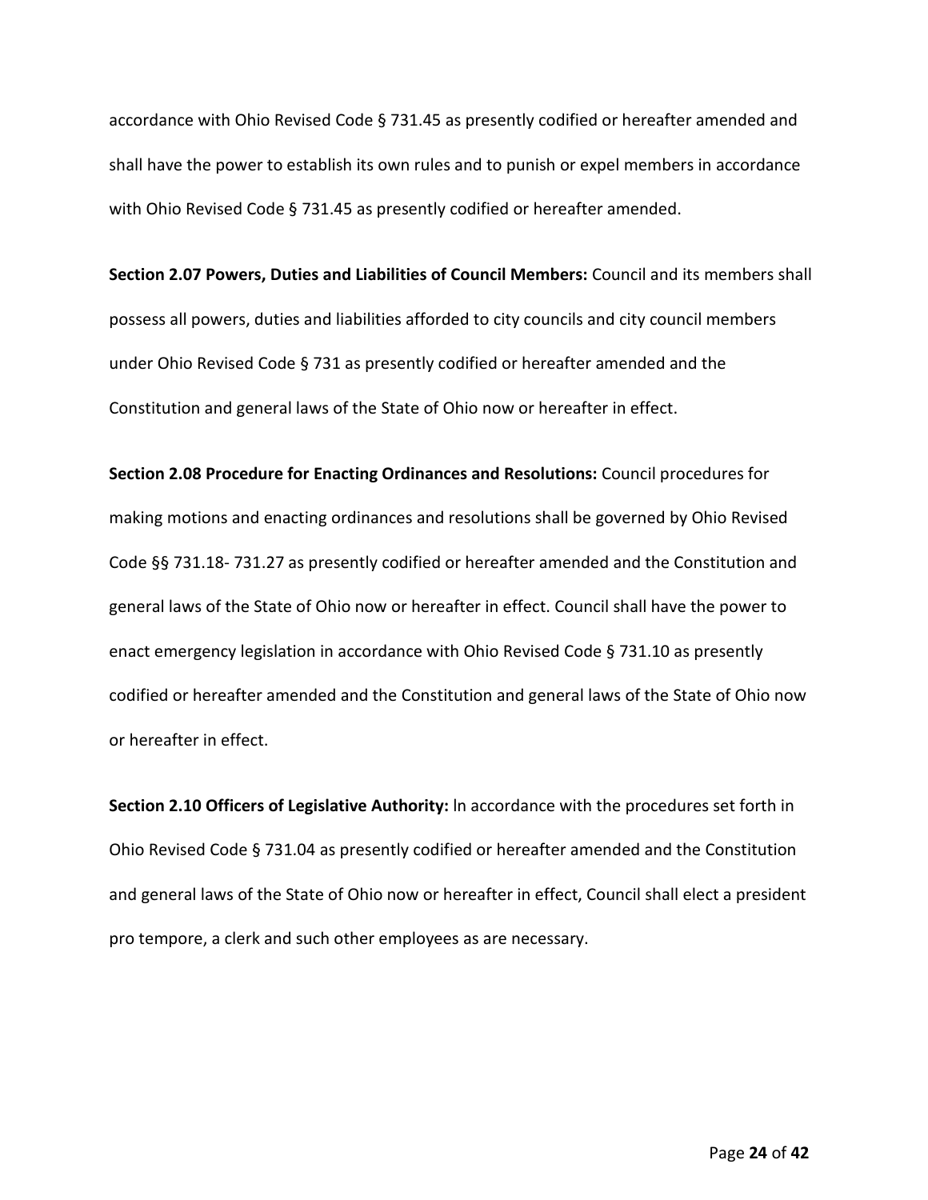accordance with Ohio Revised Code § 731.45 as presently codified or hereafter amended and shall have the power to establish its own rules and to punish or expel members in accordance with Ohio Revised Code § 731.45 as presently codified or hereafter amended.

**Section 2.07 Powers, Duties and Liabilities of Council Members:** Council and its members shall possess all powers, duties and liabilities afforded to city councils and city council members under Ohio Revised Code § 731 as presently codified or hereafter amended and the Constitution and general laws of the State of Ohio now or hereafter in effect.

**Section 2.08 Procedure for Enacting Ordinances and Resolutions:** Council procedures for making motions and enacting ordinances and resolutions shall be governed by Ohio Revised Code §§ 731.18- 731.27 as presently codified or hereafter amended and the Constitution and general laws of the State of Ohio now or hereafter in effect. Council shall have the power to enact emergency legislation in accordance with Ohio Revised Code § 731.10 as presently codified or hereafter amended and the Constitution and general laws of the State of Ohio now or hereafter in effect.

**Section 2.10 Officers of Legislative Authority:** In accordance with the procedures set forth in Ohio Revised Code § 731.04 as presently codified or hereafter amended and the Constitution and general laws of the State of Ohio now or hereafter in effect, Council shall elect a president pro tempore, a clerk and such other employees as are necessary.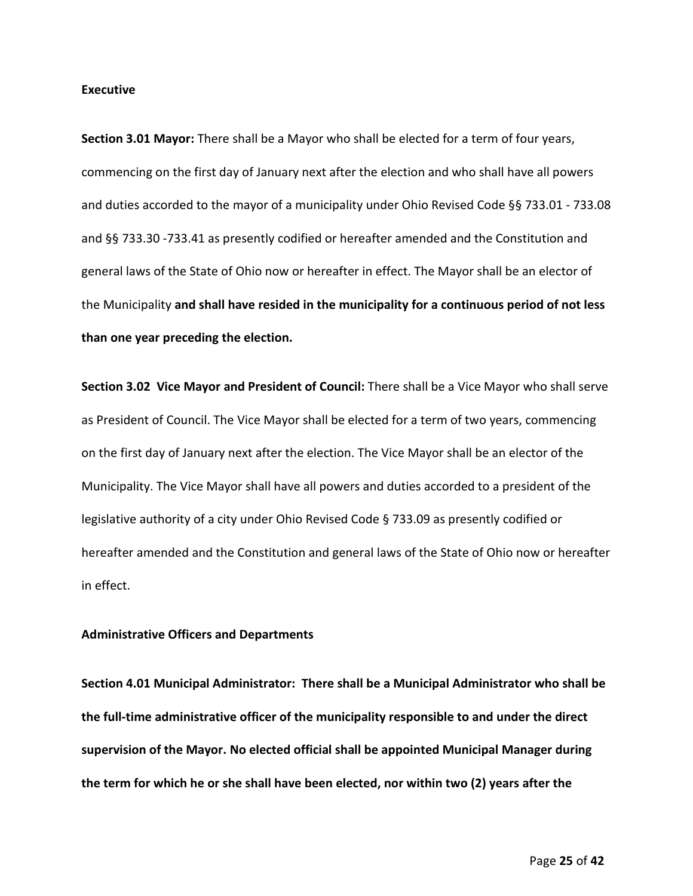**Executive**

**Section 3.01 Mayor:** There shall be a Mayor who shall be elected for a term of four years, commencing on the first day of January next after the election and who shall have all powers and duties accorded to the mayor of a municipality under Ohio Revised Code §§ 733.01 - 733.08 and §§ 733.30 -733.41 as presently codified or hereafter amended and the Constitution and general laws of the State of Ohio now or hereafter in effect. The Mayor shall be an elector of the Municipality **and shall have resided in the municipality for a continuous period of not less than one year preceding the election.**

**Section 3.02 Vice Mayor and President of Council:** There shall be a Vice Mayor who shall serve as President of Council. The Vice Mayor shall be elected for a term of two years, commencing on the first day of January next after the election. The Vice Mayor shall be an elector of the Municipality. The Vice Mayor shall have all powers and duties accorded to a president of the legislative authority of a city under Ohio Revised Code § 733.09 as presently codified or hereafter amended and the Constitution and general laws of the State of Ohio now or hereafter in effect.

**Administrative Officers and Departments**

**Section 4.01 Municipal Administrator: There shall be a Municipal Administrator who shall be the full-time administrative officer of the municipality responsible to and under the direct supervision of the Mayor. No elected official shall be appointed Municipal Manager during the term for which he or she shall have been elected, nor within two (2) years after the**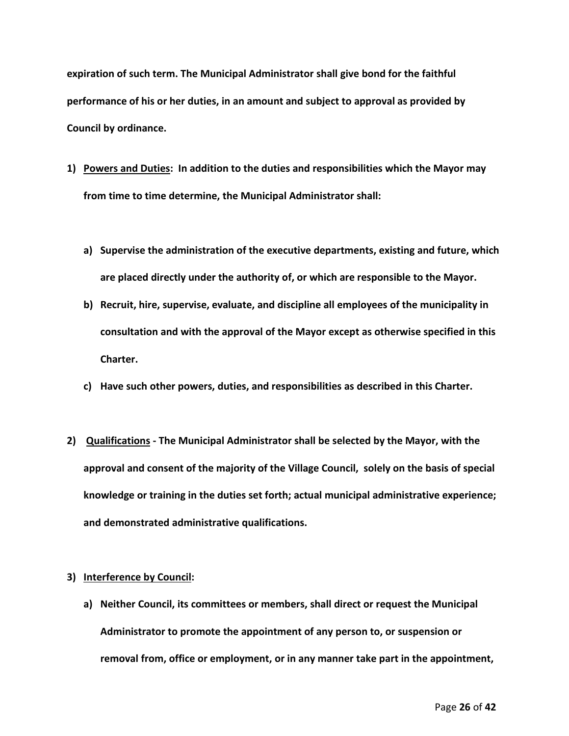**expiration of such term. The Municipal Administrator shall give bond for the faithful performance of his or her duties, in an amount and subject to approval as provided by Council by ordinance.**

1) **<u>Powers and Duties</u>: In addition to the duties and responsibilities which the Mayor may from time to time determine, the Municipal Administrator shall:**

   a) **Supervise the administration of the executive departments, existing and future, which are placed directly under the authority of, or which are responsible to the Mayor.**
   b) **Recruit, hire, supervise, evaluate, and discipline all employees of the municipality in consultation and with the approval of the Mayor except as otherwise specified in this Charter.**
   c) **Have such other powers, duties, and responsibilities as described in this Charter.**

2) **<u>Qualifications</u> - The Municipal Administrator shall be selected by the Mayor, with the approval and consent of the majority of the Village Council, solely on the basis of special knowledge or training in the duties set forth; actual municipal administrative experience; and demonstrated administrative qualifications.**

3) **<u>Interference by Council</u>:**

   a) **Neither Council, its committees or members, shall direct or request the Municipal Administrator to promote the appointment of any person to, or suspension or removal from, office or employment, or in any manner take part in the appointment,**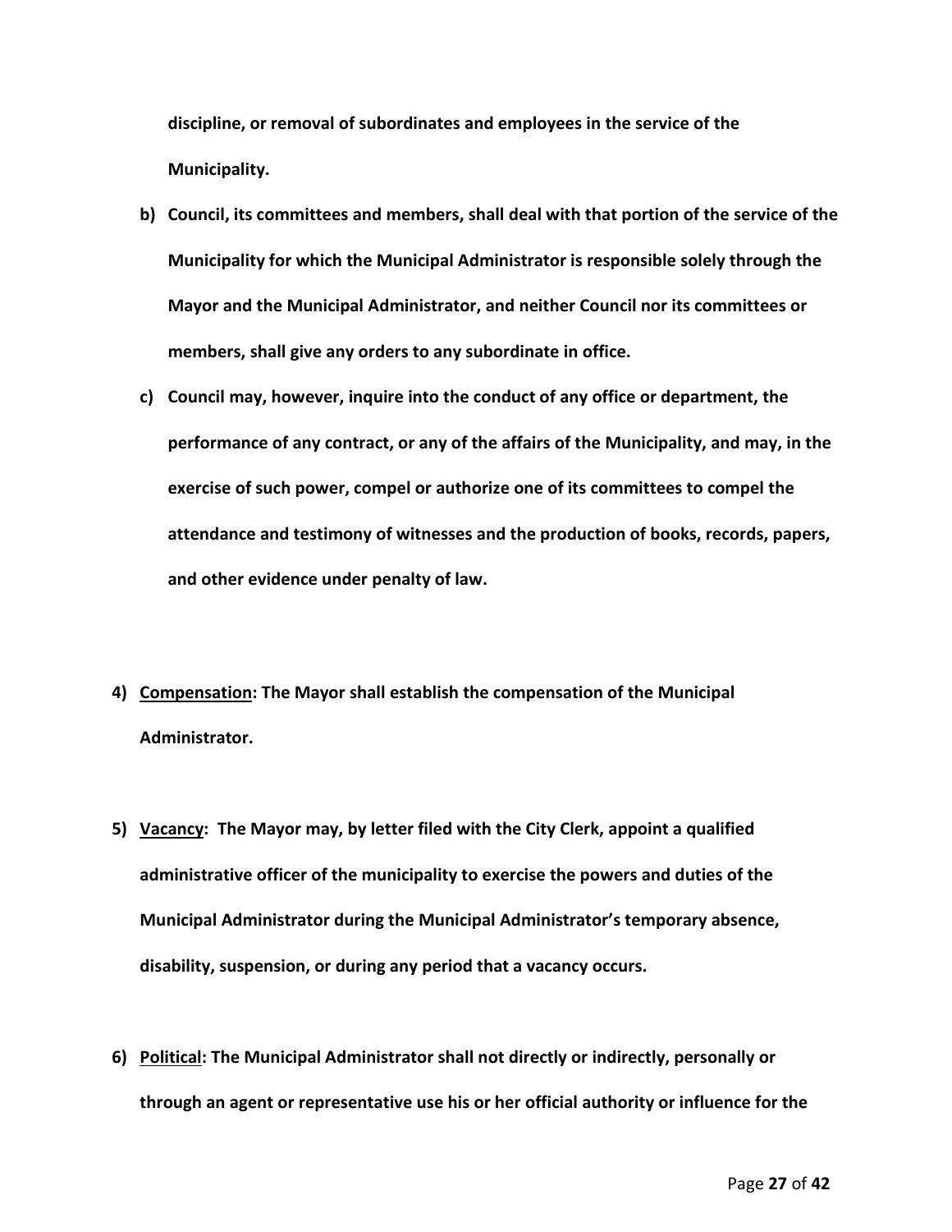**discipline, or removal of subordinates and employees in the service of the Municipality.**

b) **Council, its committees and members, shall deal with that portion of the service of the Municipality for which the Municipal Administrator is responsible solely through the Mayor and the Municipal Administrator, and neither Council nor its committees or members, shall give any orders to any subordinate in office.**

c) **Council may, however, inquire into the conduct of any office or department, the performance of any contract, or any of the affairs of the Municipality, and may, in the exercise of such power, compel or authorize one of its committees to compel the attendance and testimony of witnesses and the production of books, records, papers, and other evidence under penalty of law.**

4) **<u>Compensation</u>: The Mayor shall establish the compensation of the Municipal Administrator.**

5) **<u>Vacancy</u>: The Mayor may, by letter filed with the City Clerk, appoint a qualified administrative officer of the municipality to exercise the powers and duties of the Municipal Administrator during the Municipal Administrator's temporary absence, disability, suspension, or during any period that a vacancy occurs.**

6) **<u>Political</u>: The Municipal Administrator shall not directly or indirectly, personally or through an agent or representative use his or her official authority or influence for the**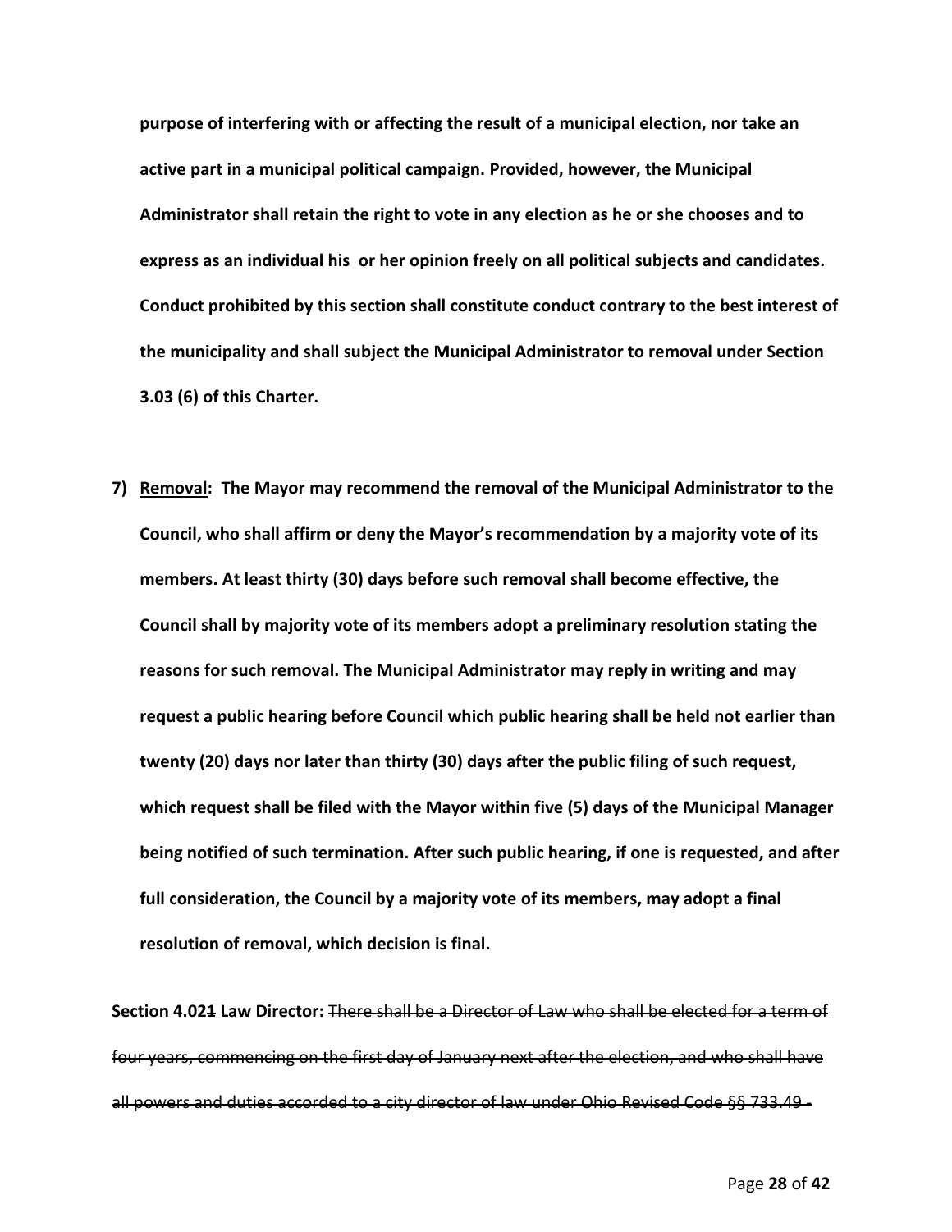**purpose of interfering with or affecting the result of a municipal election, nor take an active part in a municipal political campaign. Provided, however, the Municipal Administrator shall retain the right to vote in any election as he or she chooses and to express as an individual his or her opinion freely on all political subjects and candidates. Conduct prohibited by this section shall constitute conduct contrary to the best interest of the municipality and shall subject the Municipal Administrator to removal under Section 3.03 (6) of this Charter.**

7) **<u>Removal</u>: The Mayor may recommend the removal of the Municipal Administrator to the Council, who shall affirm or deny the Mayor's recommendation by a majority vote of its members. At least thirty (30) days before such removal shall become effective, the Council shall by majority vote of its members adopt a preliminary resolution stating the reasons for such removal. The Municipal Administrator may reply in writing and may request a public hearing before Council which public hearing shall be held not earlier than twenty (20) days nor later than thirty (30) days after the public filing of such request, which request shall be filed with the Mayor within five (5) days of the Municipal Manager being notified of such termination. After such public hearing, if one is requested, and after full consideration, the Council by a majority vote of its members, may adopt a final resolution of removal, which decision is final.**

**Section 4.02~~1~~ Law Director:** ~~There shall be a Director of Law who shall be elected for a term of four years, commencing on the first day of January next after the election, and who shall have all powers and duties accorded to a city director of law under Ohio Revised Code §§ 733.49 -~~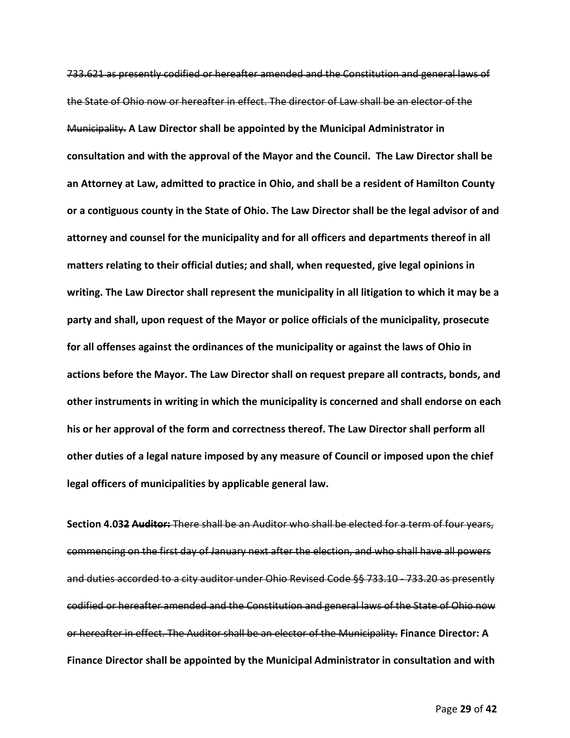~~733.621 as presently codified or hereafter amended and the Constitution and general laws of the State of Ohio now or hereafter in effect. The director of Law shall be an elector of the Municipality.~~ **A Law Director shall be appointed by the Municipal Administrator in consultation and with the approval of the Mayor and the Council. The Law Director shall be an Attorney at Law, admitted to practice in Ohio, and shall be a resident of Hamilton County or a contiguous county in the State of Ohio. The Law Director shall be the legal advisor of and attorney and counsel for the municipality and for all officers and departments thereof in all matters relating to their official duties; and shall, when requested, give legal opinions in writing. The Law Director shall represent the municipality in all litigation to which it may be a party and shall, upon request of the Mayor or police officials of the municipality, prosecute for all offenses against the ordinances of the municipality or against the laws of Ohio in actions before the Mayor. The Law Director shall on request prepare all contracts, bonds, and other instruments in writing in which the municipality is concerned and shall endorse on each his or her approval of the form and correctness thereof. The Law Director shall perform all other duties of a legal nature imposed by any measure of Council or imposed upon the chief legal officers of municipalities by applicable general law.**

**Section 4.03~~2~~ ~~Auditor:~~** ~~There shall be an Auditor who shall be elected for a term of four years, commencing on the first day of January next after the election, and who shall have all powers and duties accorded to a city auditor under Ohio Revised Code §§ 733.10 - 733.20 as presently codified or hereafter amended and the Constitution and general laws of the State of Ohio now or hereafter in effect. The Auditor shall be an elector of the Municipality.~~ **Finance Director: A Finance Director shall be appointed by the Municipal Administrator in consultation and with**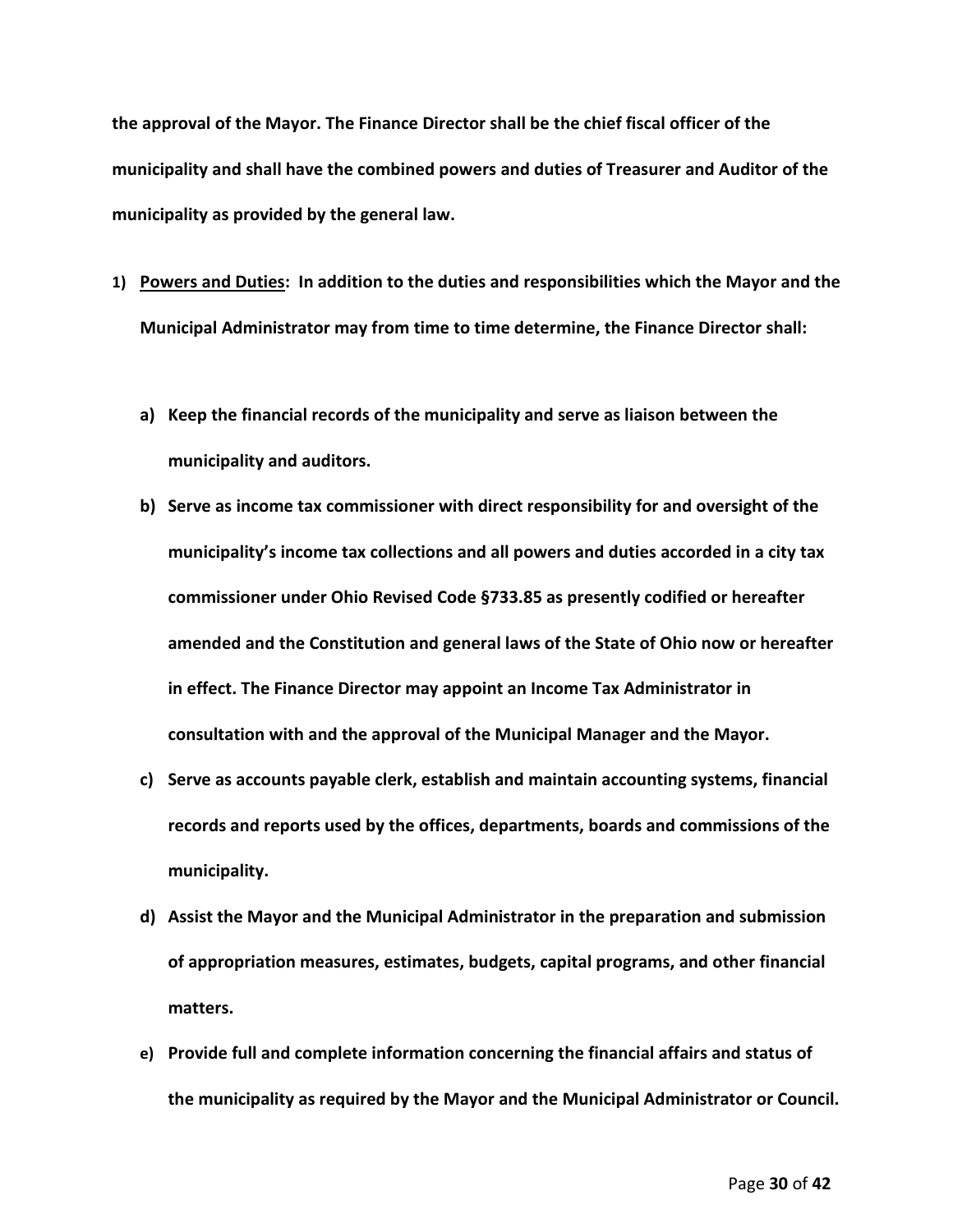**the approval of the Mayor. The Finance Director shall be the chief fiscal officer of the municipality and shall have the combined powers and duties of Treasurer and Auditor of the municipality as provided by the general law.**

1) **<u>Powers and Duties</u>: In addition to the duties and responsibilities which the Mayor and the Municipal Administrator may from time to time determine, the Finance Director shall:**

   a) **Keep the financial records of the municipality and serve as liaison between the municipality and auditors.**

   b) **Serve as income tax commissioner with direct responsibility for and oversight of the municipality's income tax collections and all powers and duties accorded in a city tax commissioner under Ohio Revised Code §733.85 as presently codified or hereafter amended and the Constitution and general laws of the State of Ohio now or hereafter in effect. The Finance Director may appoint an Income Tax Administrator in consultation with and the approval of the Municipal Manager and the Mayor.**

   c) **Serve as accounts payable clerk, establish and maintain accounting systems, financial records and reports used by the offices, departments, boards and commissions of the municipality.**

   d) **Assist the Mayor and the Municipal Administrator in the preparation and submission of appropriation measures, estimates, budgets, capital programs, and other financial matters.**

   e) **Provide full and complete information concerning the financial affairs and status of the municipality as required by the Mayor and the Municipal Administrator or Council.**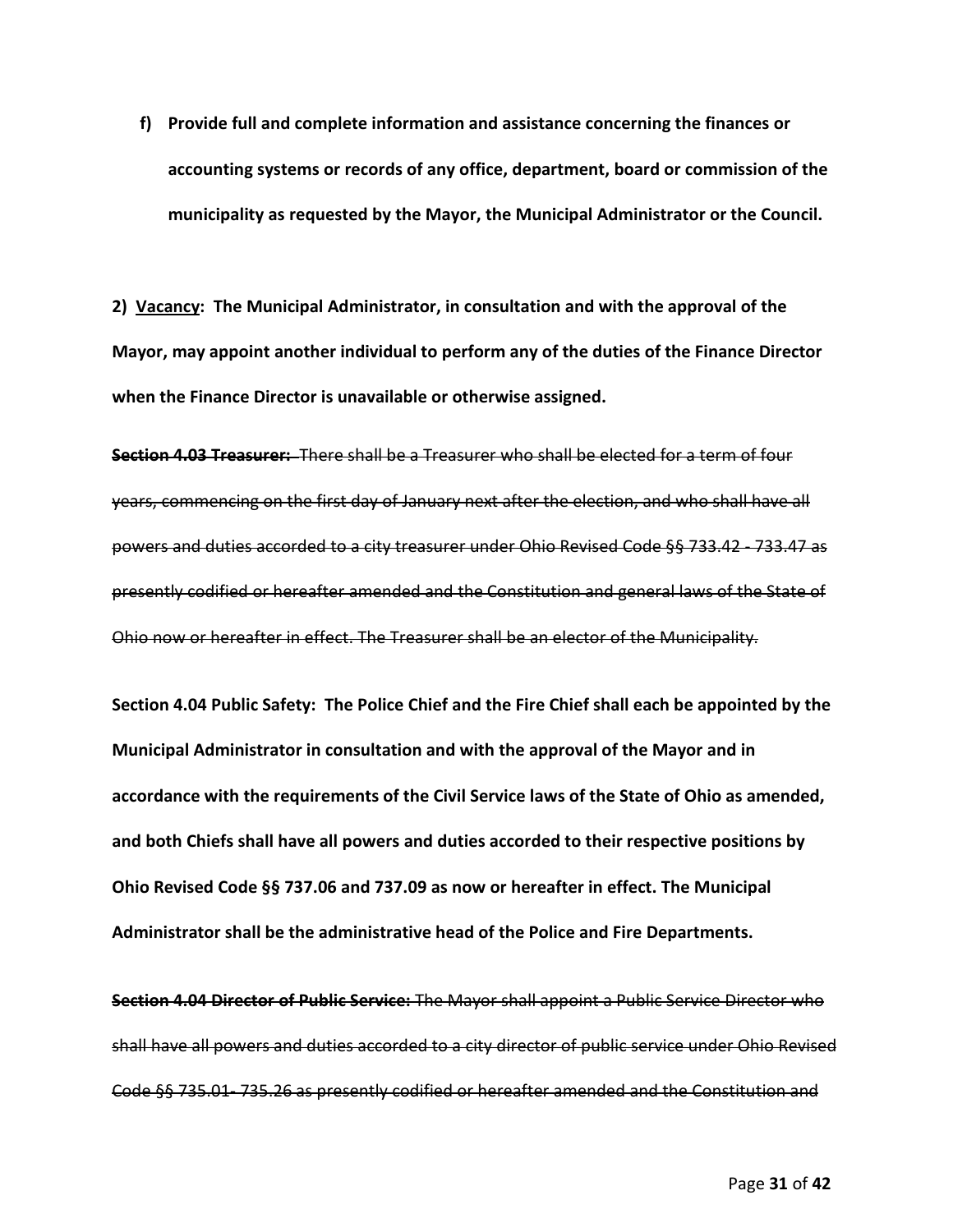**f) Provide full and complete information and assistance concerning the finances or accounting systems or records of any office, department, board or commission of the municipality as requested by the Mayor, the Municipal Administrator or the Council.**

**2) <u>Vacancy</u>: The Municipal Administrator, in consultation and with the approval of the Mayor, may appoint another individual to perform any of the duties of the Finance Director when the Finance Director is unavailable or otherwise assigned.**

~~**Section 4.03 Treasurer:** There shall be a Treasurer who shall be elected for a term of four years, commencing on the first day of January next after the election, and who shall have all powers and duties accorded to a city treasurer under Ohio Revised Code §§ 733.42 - 733.47 as presently codified or hereafter amended and the Constitution and general laws of the State of Ohio now or hereafter in effect. The Treasurer shall be an elector of the Municipality.~~

**Section 4.04 Public Safety: The Police Chief and the Fire Chief shall each be appointed by the Municipal Administrator in consultation and with the approval of the Mayor and in accordance with the requirements of the Civil Service laws of the State of Ohio as amended, and both Chiefs shall have all powers and duties accorded to their respective positions by Ohio Revised Code §§ 737.06 and 737.09 as now or hereafter in effect. The Municipal Administrator shall be the administrative head of the Police and Fire Departments.**

~~**Section 4.04 Director of Public Service:** The Mayor shall appoint a Public Service Director who shall have all powers and duties accorded to a city director of public service under Ohio Revised Code §§ 735.01- 735.26 as presently codified or hereafter amended and the Constitution and~~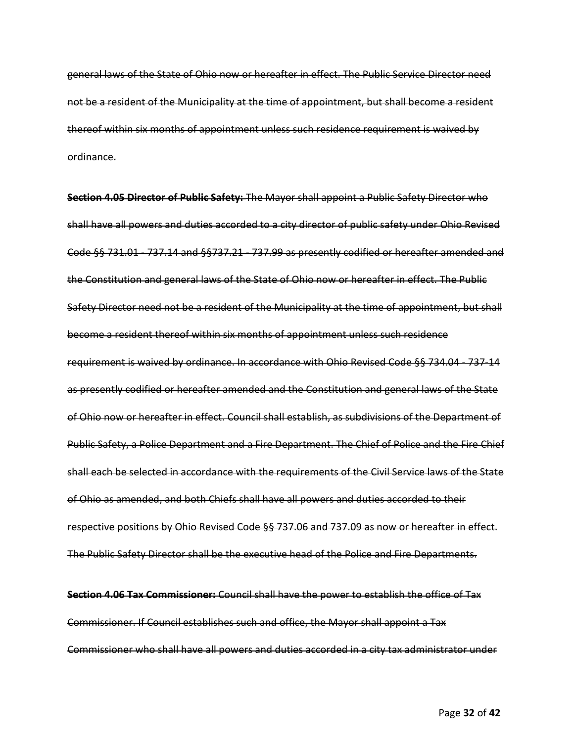~~general laws of the State of Ohio now or hereafter in effect. The Public Service Director need not be a resident of the Municipality at the time of appointment, but shall become a resident thereof within six months of appointment unless such residence requirement is waived by ordinance.~~

~~**Section 4.05 Director of Public Safety:** The Mayor shall appoint a Public Safety Director who shall have all powers and duties accorded to a city director of public safety under Ohio Revised Code §§ 731.01 - 737.14 and §§737.21 - 737.99 as presently codified or hereafter amended and the Constitution and general laws of the State of Ohio now or hereafter in effect. The Public Safety Director need not be a resident of the Municipality at the time of appointment, but shall become a resident thereof within six months of appointment unless such residence requirement is waived by ordinance. In accordance with Ohio Revised Code §§ 734.04 - 737-14 as presently codified or hereafter amended and the Constitution and general laws of the State of Ohio now or hereafter in effect. Council shall establish, as subdivisions of the Department of Public Safety, a Police Department and a Fire Department. The Chief of Police and the Fire Chief shall each be selected in accordance with the requirements of the Civil Service laws of the State of Ohio as amended, and both Chiefs shall have all powers and duties accorded to their respective positions by Ohio Revised Code §§ 737.06 and 737.09 as now or hereafter in effect. The Public Safety Director shall be the executive head of the Police and Fire Departments.~~

~~**Section 4.06 Tax Commissioner:** Council shall have the power to establish the office of Tax Commissioner. If Council establishes such and office, the Mayor shall appoint a Tax Commissioner who shall have all powers and duties accorded in a city tax administrator under~~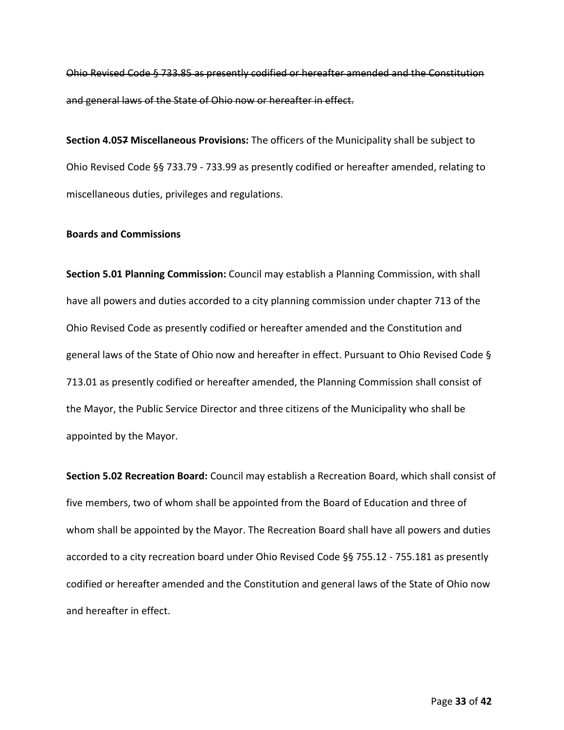~~Ohio Revised Code § 733.85 as presently codified or hereafter amended and the Constitution and general laws of the State of Ohio now or hereafter in effect.~~

**Section 4.05~~7~~ Miscellaneous Provisions:** The officers of the Municipality shall be subject to Ohio Revised Code §§ 733.79 - 733.99 as presently codified or hereafter amended, relating to miscellaneous duties, privileges and regulations.

**Boards and Commissions**

**Section 5.01 Planning Commission:** Council may establish a Planning Commission, with shall have all powers and duties accorded to a city planning commission under chapter 713 of the Ohio Revised Code as presently codified or hereafter amended and the Constitution and general laws of the State of Ohio now and hereafter in effect. Pursuant to Ohio Revised Code § 713.01 as presently codified or hereafter amended, the Planning Commission shall consist of the Mayor, the Public Service Director and three citizens of the Municipality who shall be appointed by the Mayor.

**Section 5.02 Recreation Board:** Council may establish a Recreation Board, which shall consist of five members, two of whom shall be appointed from the Board of Education and three of whom shall be appointed by the Mayor. The Recreation Board shall have all powers and duties accorded to a city recreation board under Ohio Revised Code §§ 755.12 - 755.181 as presently codified or hereafter amended and the Constitution and general laws of the State of Ohio now and hereafter in effect.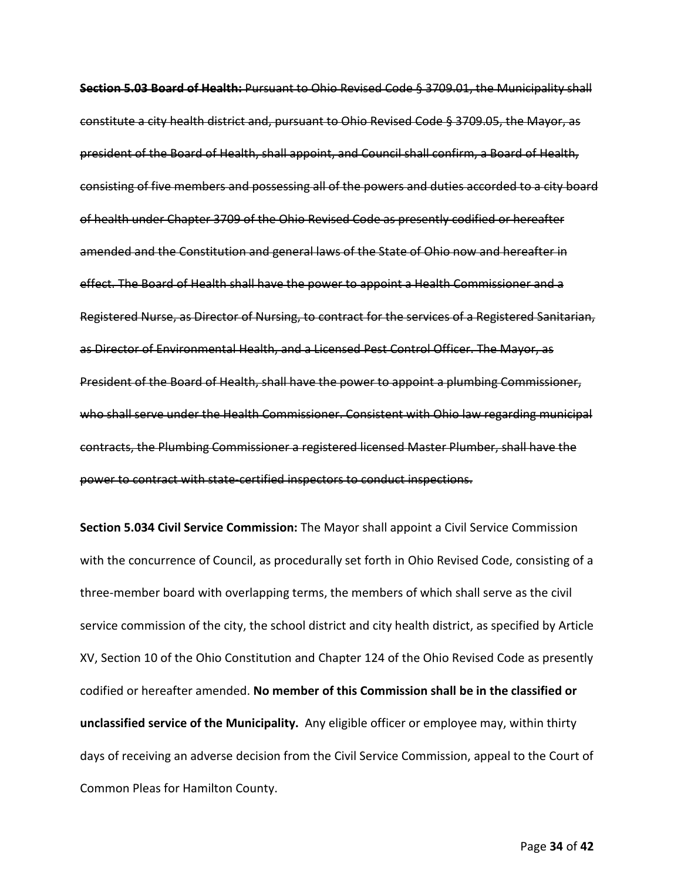~~**Section 5.03 Board of Health:** Pursuant to Ohio Revised Code § 3709.01, the Municipality shall constitute a city health district and, pursuant to Ohio Revised Code § 3709.05, the Mayor, as president of the Board of Health, shall appoint, and Council shall confirm, a Board of Health, consisting of five members and possessing all of the powers and duties accorded to a city board of health under Chapter 3709 of the Ohio Revised Code as presently codified or hereafter amended and the Constitution and general laws of the State of Ohio now and hereafter in effect. The Board of Health shall have the power to appoint a Health Commissioner and a Registered Nurse, as Director of Nursing, to contract for the services of a Registered Sanitarian, as Director of Environmental Health, and a Licensed Pest Control Officer. The Mayor, as President of the Board of Health, shall have the power to appoint a plumbing Commissioner, who shall serve under the Health Commissioner. Consistent with Ohio law regarding municipal contracts, the Plumbing Commissioner a registered licensed Master Plumber, shall have the power to contract with state-certified inspectors to conduct inspections.~~

**Section 5.034 Civil Service Commission:** The Mayor shall appoint a Civil Service Commission with the concurrence of Council, as procedurally set forth in Ohio Revised Code, consisting of a three-member board with overlapping terms, the members of which shall serve as the civil service commission of the city, the school district and city health district, as specified by Article XV, Section 10 of the Ohio Constitution and Chapter 124 of the Ohio Revised Code as presently codified or hereafter amended. **No member of this Commission shall be in the classified or unclassified service of the Municipality.** Any eligible officer or employee may, within thirty days of receiving an adverse decision from the Civil Service Commission, appeal to the Court of Common Pleas for Hamilton County.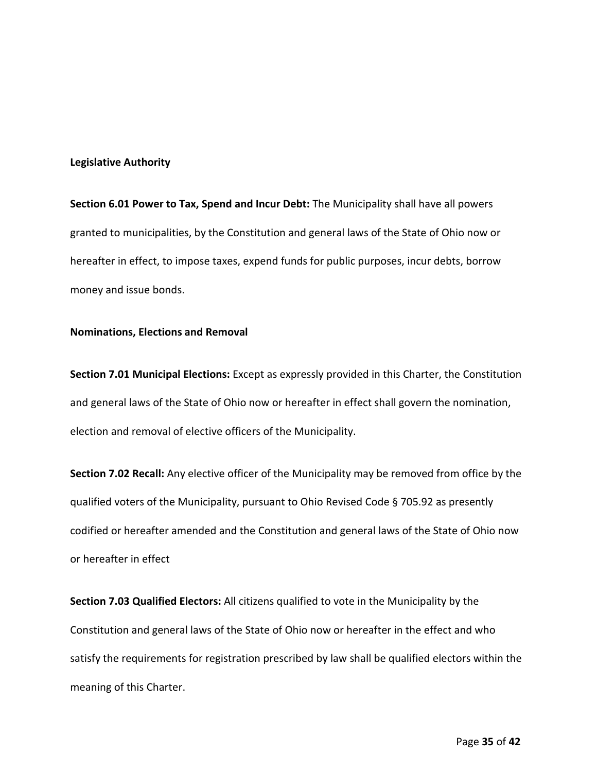**Legislative Authority**

**Section 6.01 Power to Tax, Spend and Incur Debt:** The Municipality shall have all powers granted to municipalities, by the Constitution and general laws of the State of Ohio now or hereafter in effect, to impose taxes, expend funds for public purposes, incur debts, borrow money and issue bonds.

**Nominations, Elections and Removal**

**Section 7.01 Municipal Elections:** Except as expressly provided in this Charter, the Constitution and general laws of the State of Ohio now or hereafter in effect shall govern the nomination, election and removal of elective officers of the Municipality.

**Section 7.02 Recall:** Any elective officer of the Municipality may be removed from office by the qualified voters of the Municipality, pursuant to Ohio Revised Code § 705.92 as presently codified or hereafter amended and the Constitution and general laws of the State of Ohio now or hereafter in effect

**Section 7.03 Qualified Electors:** All citizens qualified to vote in the Municipality by the Constitution and general laws of the State of Ohio now or hereafter in the effect and who satisfy the requirements for registration prescribed by law shall be qualified electors within the meaning of this Charter.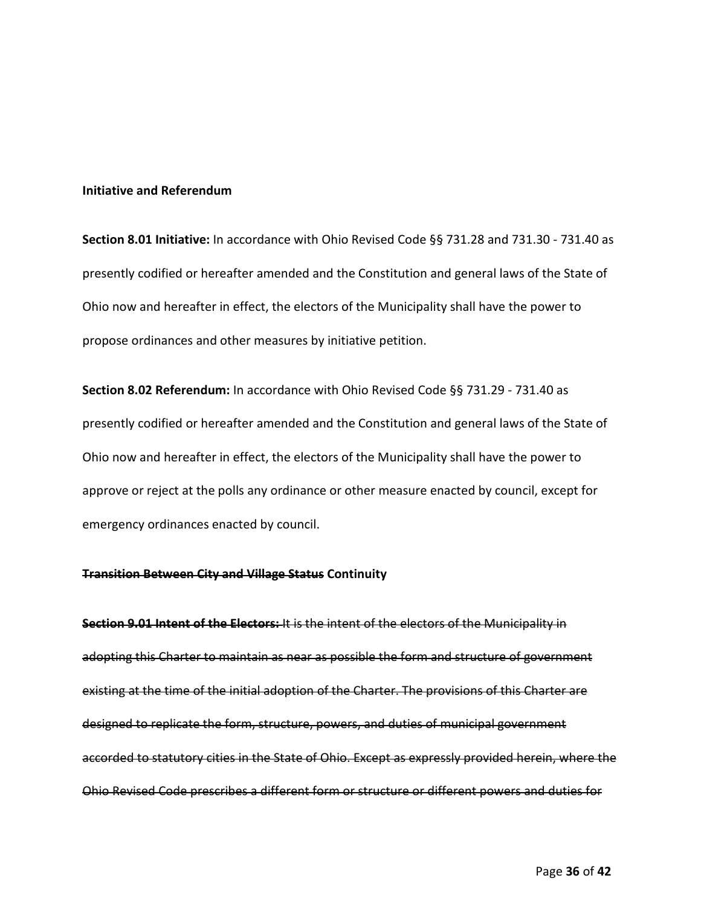**Initiative and Referendum**

**Section 8.01 Initiative:** In accordance with Ohio Revised Code §§ 731.28 and 731.30 - 731.40 as presently codified or hereafter amended and the Constitution and general laws of the State of Ohio now and hereafter in effect, the electors of the Municipality shall have the power to propose ordinances and other measures by initiative petition.

**Section 8.02 Referendum:** In accordance with Ohio Revised Code §§ 731.29 - 731.40 as presently codified or hereafter amended and the Constitution and general laws of the State of Ohio now and hereafter in effect, the electors of the Municipality shall have the power to approve or reject at the polls any ordinance or other measure enacted by council, except for emergency ordinances enacted by council.

**~~Transition Between City and Village Status~~ Continuity**

~~**Section 9.01 Intent of the Electors:** It is the intent of the electors of the Municipality in adopting this Charter to maintain as near as possible the form and structure of government existing at the time of the initial adoption of the Charter. The provisions of this Charter are designed to replicate the form, structure, powers, and duties of municipal government accorded to statutory cities in the State of Ohio. Except as expressly provided herein, where the Ohio Revised Code prescribes a different form or structure or different powers and duties for~~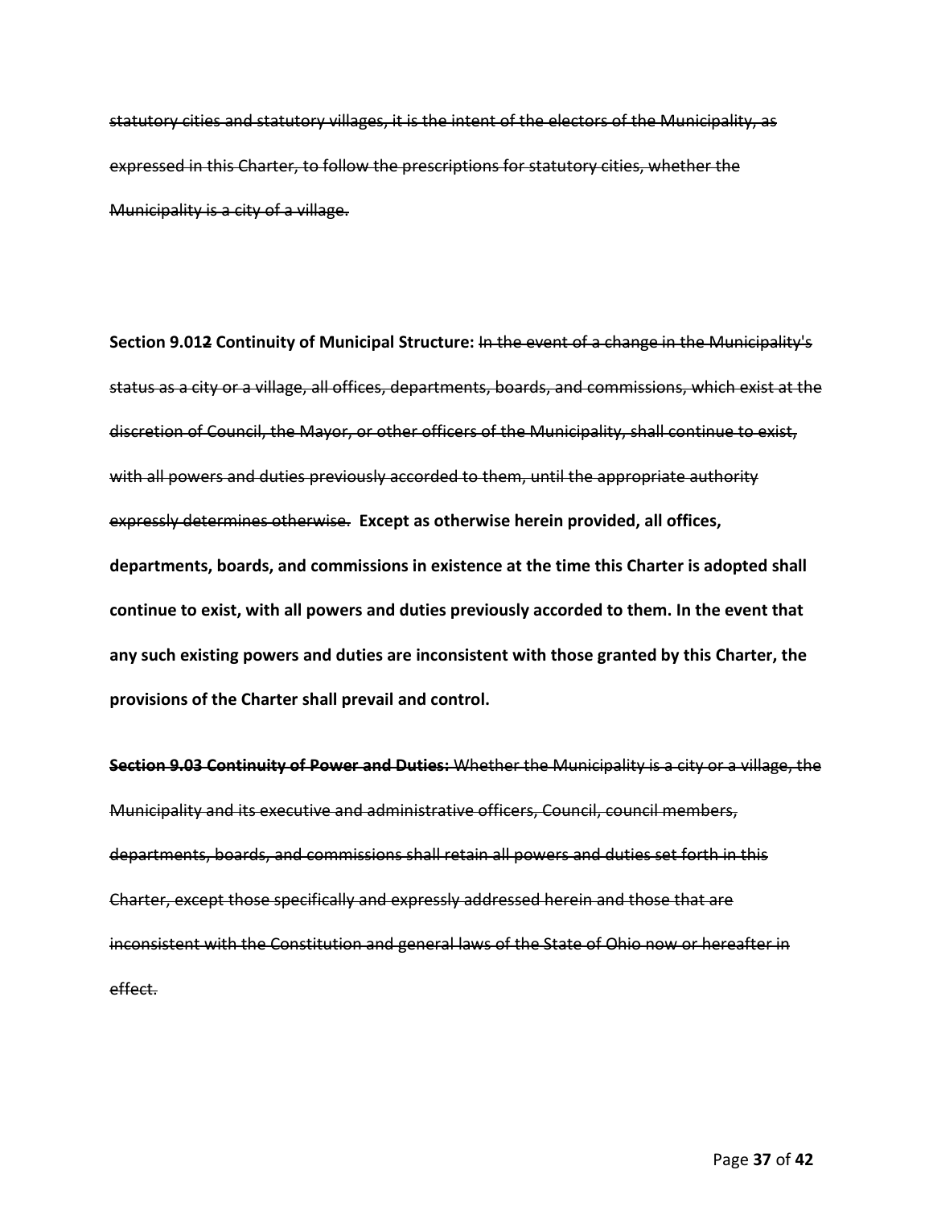~~statutory cities and statutory villages, it is the intent of the electors of the Municipality, as expressed in this Charter, to follow the prescriptions for statutory cities, whether the Municipality is a city of a village.~~

**Section 9.01~~2~~ Continuity of Municipal Structure:** ~~In the event of a change in the Municipality's status as a city or a village, all offices, departments, boards, and commissions, which exist at the discretion of Council, the Mayor, or other officers of the Municipality, shall continue to exist, with all powers and duties previously accorded to them, until the appropriate authority expressly determines otherwise.~~ **Except as otherwise herein provided, all offices, departments, boards, and commissions in existence at the time this Charter is adopted shall continue to exist, with all powers and duties previously accorded to them. In the event that any such existing powers and duties are inconsistent with those granted by this Charter, the provisions of the Charter shall prevail and control.**

~~**Section 9.03 Continuity of Power and Duties:** Whether the Municipality is a city or a village, the Municipality and its executive and administrative officers, Council, council members, departments, boards, and commissions shall retain all powers and duties set forth in this Charter, except those specifically and expressly addressed herein and those that are inconsistent with the Constitution and general laws of the State of Ohio now or hereafter in effect.~~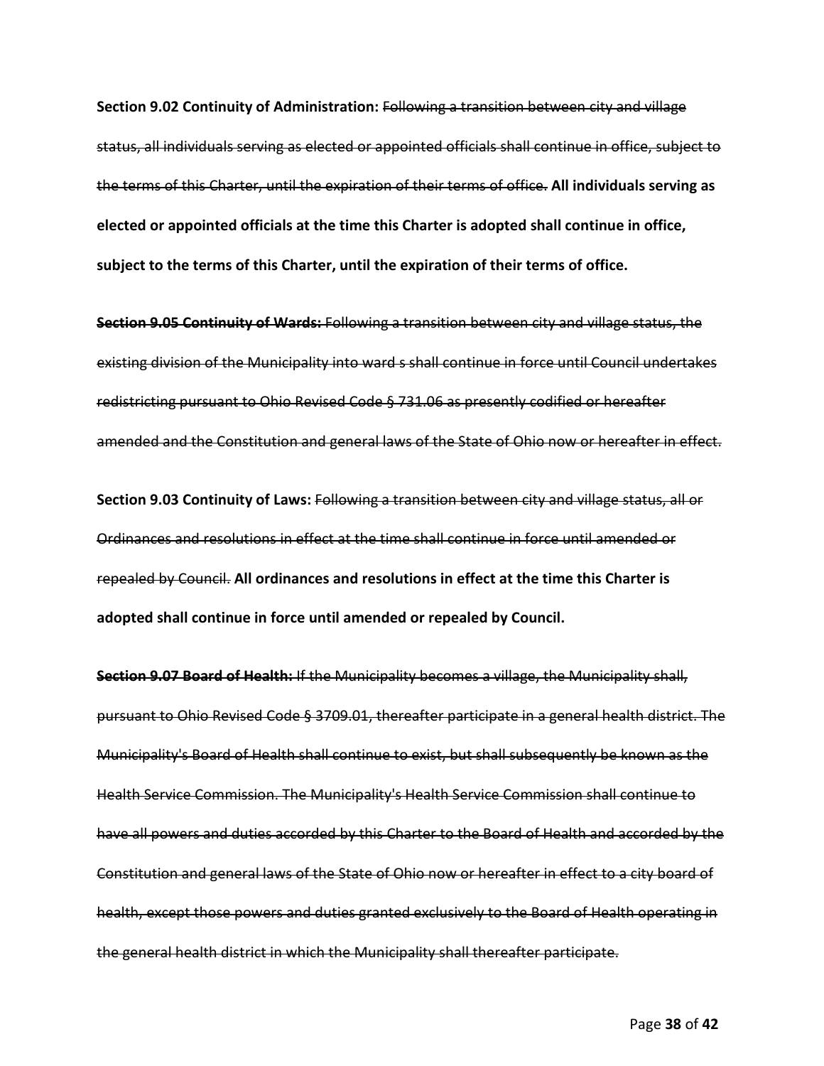**Section 9.02 Continuity of Administration:** ~~Following a transition between city and village status, all individuals serving as elected or appointed officials shall continue in office, subject to the terms of this Charter, until the expiration of their terms of office.~~ **All individuals serving as elected or appointed officials at the time this Charter is adopted shall continue in office, subject to the terms of this Charter, until the expiration of their terms of office.**

~~**Section 9.05 Continuity of Wards:** Following a transition between city and village status, the existing division of the Municipality into ward s shall continue in force until Council undertakes redistricting pursuant to Ohio Revised Code § 731.06 as presently codified or hereafter amended and the Constitution and general laws of the State of Ohio now or hereafter in effect.~~

**Section 9.03 Continuity of Laws:** ~~Following a transition between city and village status, all or Ordinances and resolutions in effect at the time shall continue in force until amended or repealed by Council.~~ **All ordinances and resolutions in effect at the time this Charter is adopted shall continue in force until amended or repealed by Council.**

~~**Section 9.07 Board of Health:** If the Municipality becomes a village, the Municipality shall, pursuant to Ohio Revised Code § 3709.01, thereafter participate in a general health district. The Municipality's Board of Health shall continue to exist, but shall subsequently be known as the Health Service Commission. The Municipality's Health Service Commission shall continue to have all powers and duties accorded by this Charter to the Board of Health and accorded by the Constitution and general laws of the State of Ohio now or hereafter in effect to a city board of health, except those powers and duties granted exclusively to the Board of Health operating in the general health district in which the Municipality shall thereafter participate.~~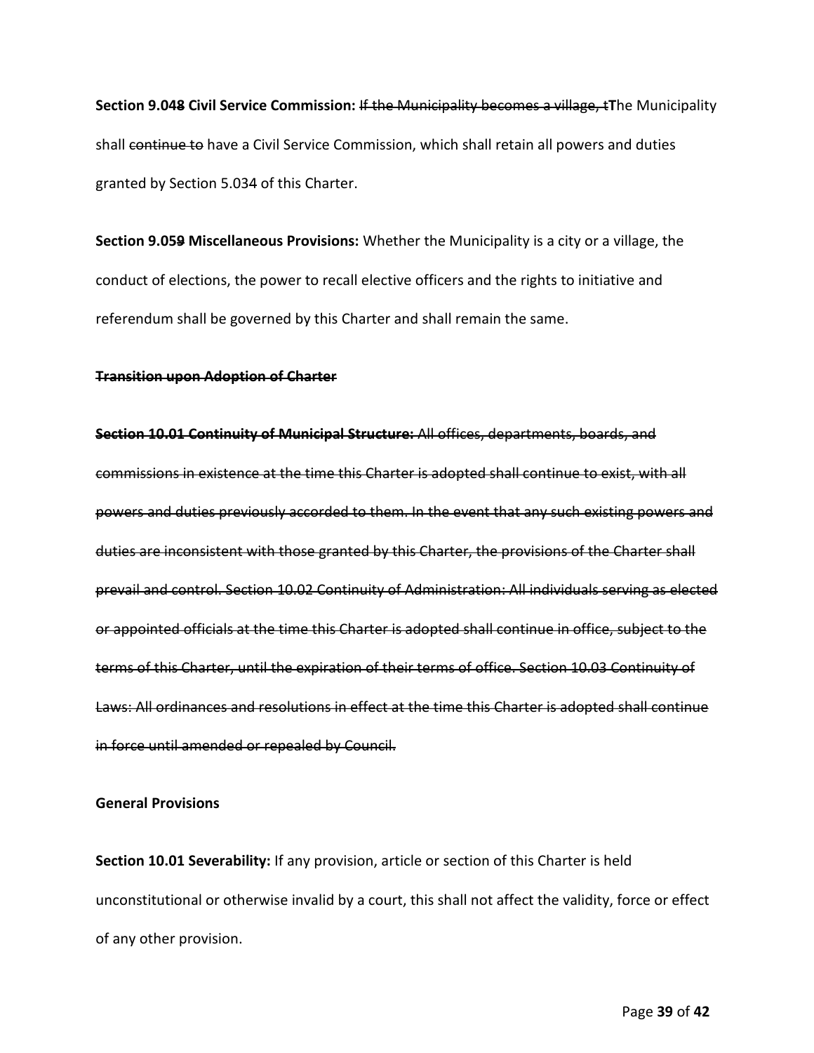**Section 9.04~~8~~ Civil Service Commission:** ~~If the Municipality becomes a village, t~~**T**he Municipality shall ~~continue to~~ have a Civil Service Commission, which shall retain all powers and duties granted by Section 5.034 of this Charter.

**Section 9.05~~9~~ Miscellaneous Provisions:** Whether the Municipality is a city or a village, the conduct of elections, the power to recall elective officers and the rights to initiative and referendum shall be governed by this Charter and shall remain the same.

~~**Transition upon Adoption of Charter**~~

~~**Section 10.01 Continuity of Municipal Structure:** All offices, departments, boards, and commissions in existence at the time this Charter is adopted shall continue to exist, with all powers and duties previously accorded to them. In the event that any such existing powers and duties are inconsistent with those granted by this Charter, the provisions of the Charter shall prevail and control. Section 10.02 Continuity of Administration: All individuals serving as elected or appointed officials at the time this Charter is adopted shall continue in office, subject to the terms of this Charter, until the expiration of their terms of office. Section 10.03 Continuity of Laws: All ordinances and resolutions in effect at the time this Charter is adopted shall continue in force until amended or repealed by Council.~~

**General Provisions**

**Section 10.01 Severability:** If any provision, article or section of this Charter is held unconstitutional or otherwise invalid by a court, this shall not affect the validity, force or effect of any other provision.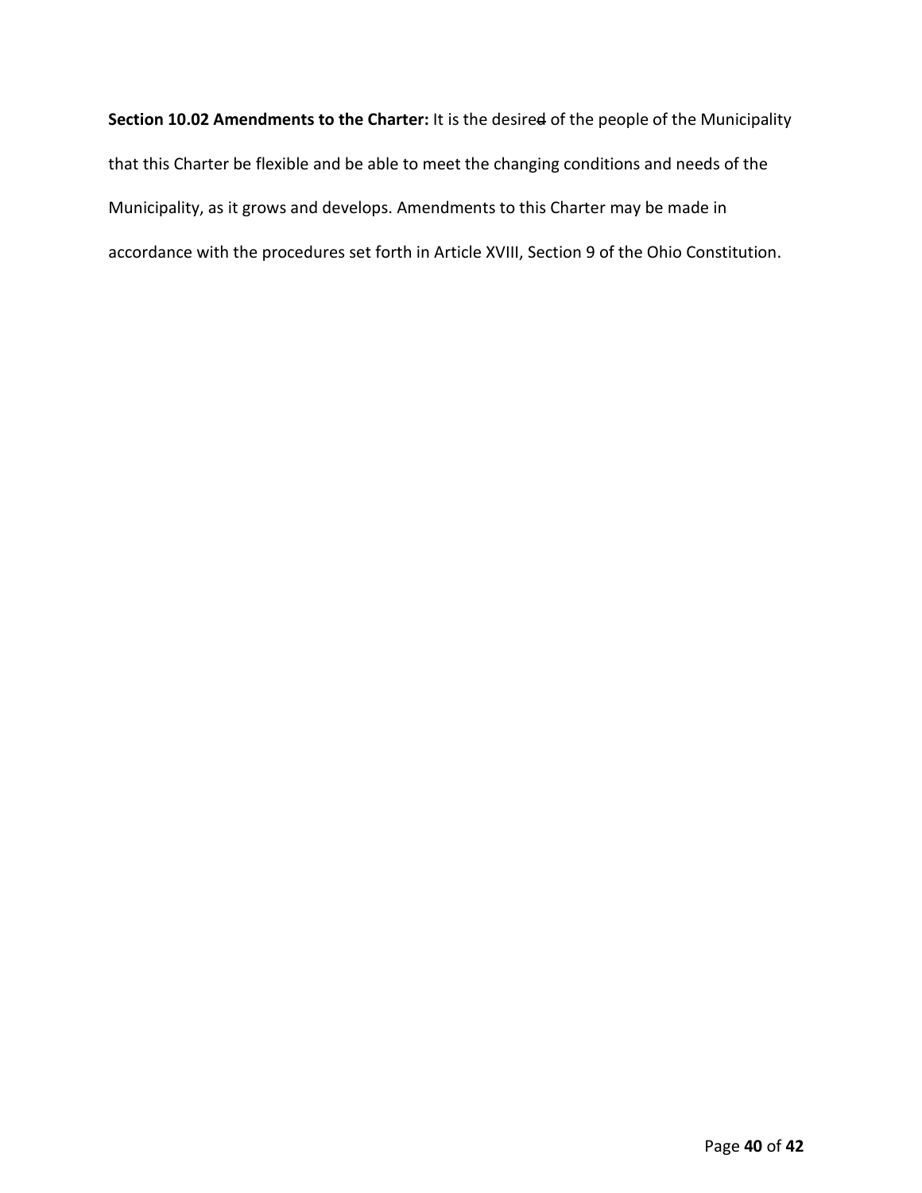**Section 10.02 Amendments to the Charter:** It is the desired of the people of the Municipality that this Charter be flexible and be able to meet the changing conditions and needs of the Municipality, as it grows and develops. Amendments to this Charter may be made in accordance with the procedures set forth in Article XVIII, Section 9 of the Ohio Constitution.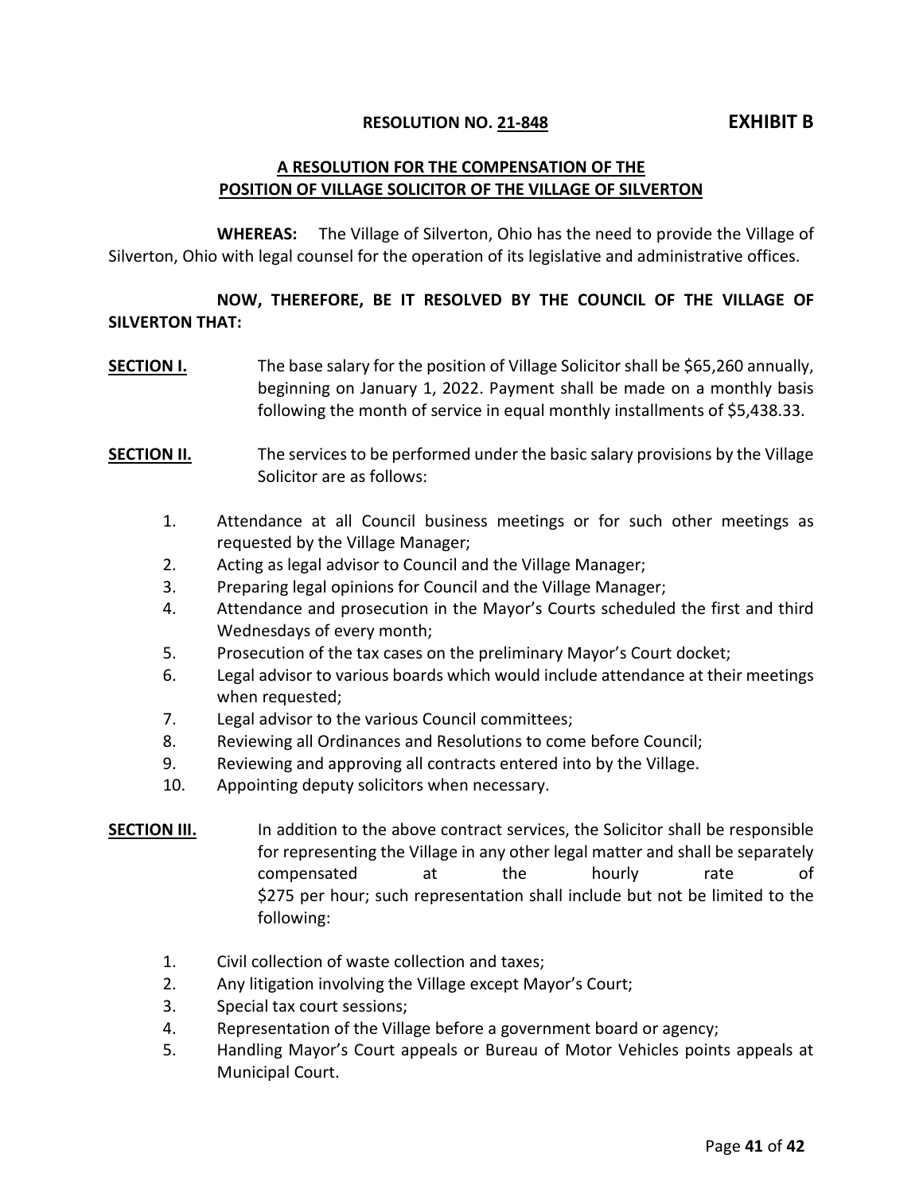**RESOLUTION NO. 21-848** **EXHIBIT B**

## A RESOLUTION FOR THE COMPENSATION OF THE POSITION OF VILLAGE SOLICITOR OF THE VILLAGE OF SILVERTON

**WHEREAS:** The Village of Silverton, Ohio has the need to provide the Village of Silverton, Ohio with legal counsel for the operation of its legislative and administrative offices.

**NOW, THEREFORE, BE IT RESOLVED BY THE COUNCIL OF THE VILLAGE OF SILVERTON THAT:**

**SECTION I.** The base salary for the position of Village Solicitor shall be $65,260 annually, beginning on January 1, 2022. Payment shall be made on a monthly basis following the month of service in equal monthly installments of $5,438.33.

**SECTION II.** The services to be performed under the basic salary provisions by the Village Solicitor are as follows:

1. Attendance at all Council business meetings or for such other meetings as requested by the Village Manager;
2. Acting as legal advisor to Council and the Village Manager;
3. Preparing legal opinions for Council and the Village Manager;
4. Attendance and prosecution in the Mayor's Courts scheduled the first and third Wednesdays of every month;
5. Prosecution of the tax cases on the preliminary Mayor's Court docket;
6. Legal advisor to various boards which would include attendance at their meetings when requested;
7. Legal advisor to the various Council committees;
8. Reviewing all Ordinances and Resolutions to come before Council;
9. Reviewing and approving all contracts entered into by the Village.
10. Appointing deputy solicitors when necessary.

**SECTION III.** In addition to the above contract services, the Solicitor shall be responsible for representing the Village in any other legal matter and shall be separately compensated at the hourly rate of $275 per hour; such representation shall include but not be limited to the following:

1. Civil collection of waste collection and taxes;
2. Any litigation involving the Village except Mayor's Court;
3. Special tax court sessions;
4. Representation of the Village before a government board or agency;
5. Handling Mayor's Court appeals or Bureau of Motor Vehicles points appeals at Municipal Court.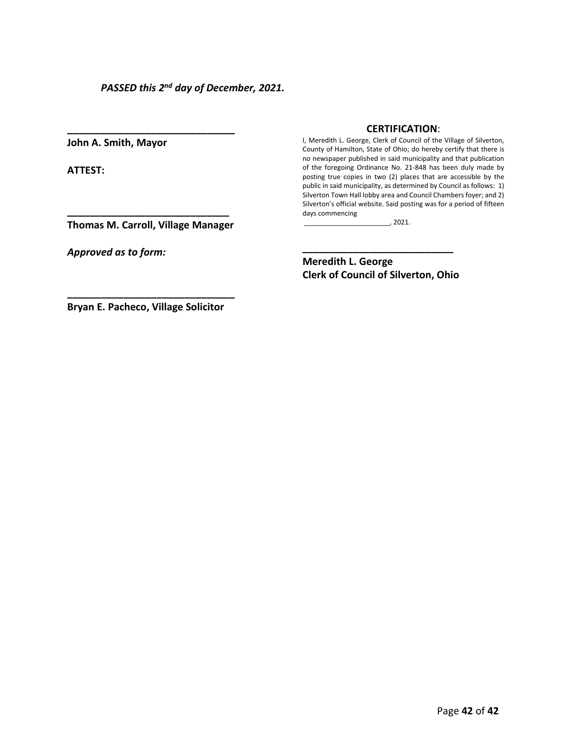***PASSED this 2nd day of December, 2021.***

______________________________

**John A. Smith, Mayor**

**ATTEST:**

______________________________

**Thomas M. Carroll, Village Manager**

***Approved as to form:***

______________________________

**Bryan E. Pacheco, Village Solicitor**

**CERTIFICATION**:

I, Meredith L. George, Clerk of Council of the Village of Silverton, County of Hamilton, State of Ohio; do hereby certify that there is no newspaper published in said municipality and that publication of the foregoing Ordinance No. 21-848 has been duly made by posting true copies in two (2) places that are accessible by the public in said municipality, as determined by Council as follows: 1) Silverton Town Hall lobby area and Council Chambers foyer; and 2) Silverton's official website. Said posting was for a period of fifteen days commencing

______________________, 2021.

______________________________

**Meredith L. George**
**Clerk of Council of Silverton, Ohio**